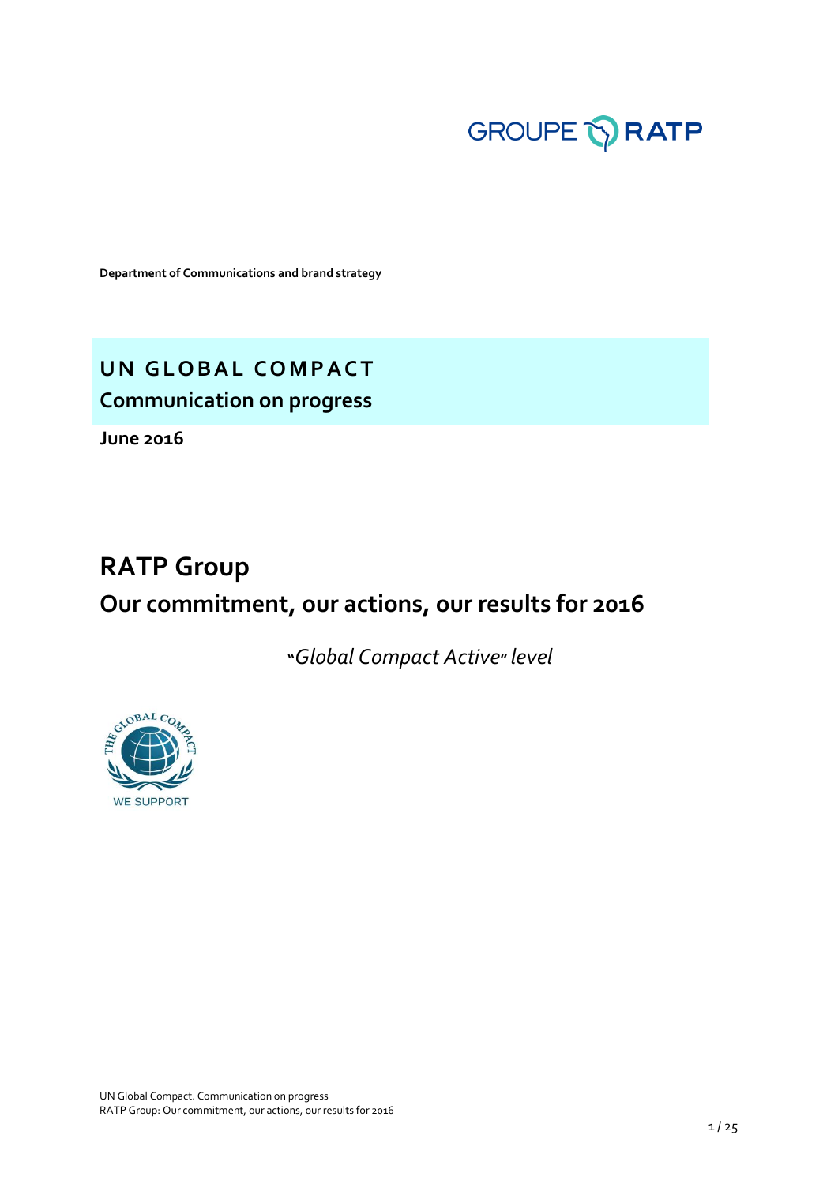Department of Communications and brand strategy

# UN GLOBAL COMPACT

## Communication on progress

**June 2016**

# RATP Group

## Our commitment, our actions, our results for 2016

*"Global Compact Active" level*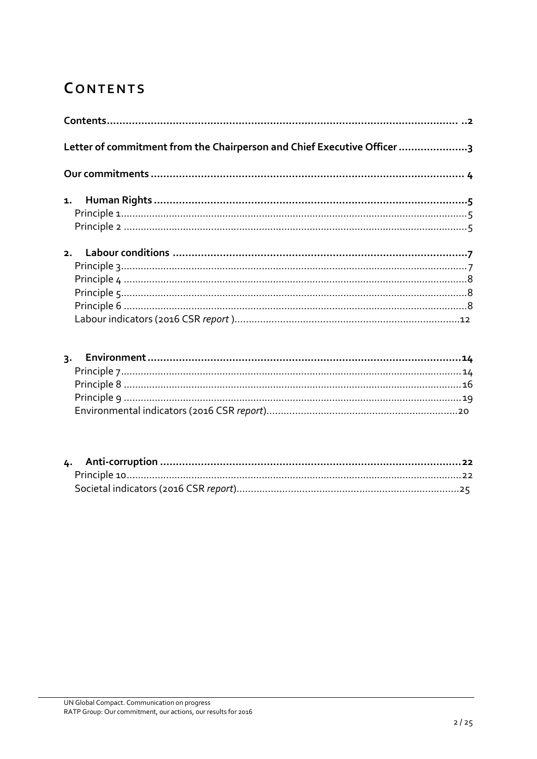# CONTENTS

**Contents** ..2

**Letter of commitment from the Chairperson and Chief Executive Officer** 3

**Our commitments** 4

**1. Human Rights** 5

- Principle 1 5
- Principle 2 5

**2. Labour conditions** 7

- Principle 3 7
- Principle 4 8
- Principle 5 8
- Principle 6 8
- Labour indicators (2016 CSR *report* ) 12

**3. Environment** 14

- Principle 7 14
- Principle 8 16
- Principle 9 19
- Environmental indicators (2016 CSR *report*) 20

**4. Anti-corruption** 22

- Principle 10 22
- Societal indicators (2016 CSR *report*) 25

UN Global Compact. Communication on progress
RATP Group: Our commitment, our actions, our results for 2016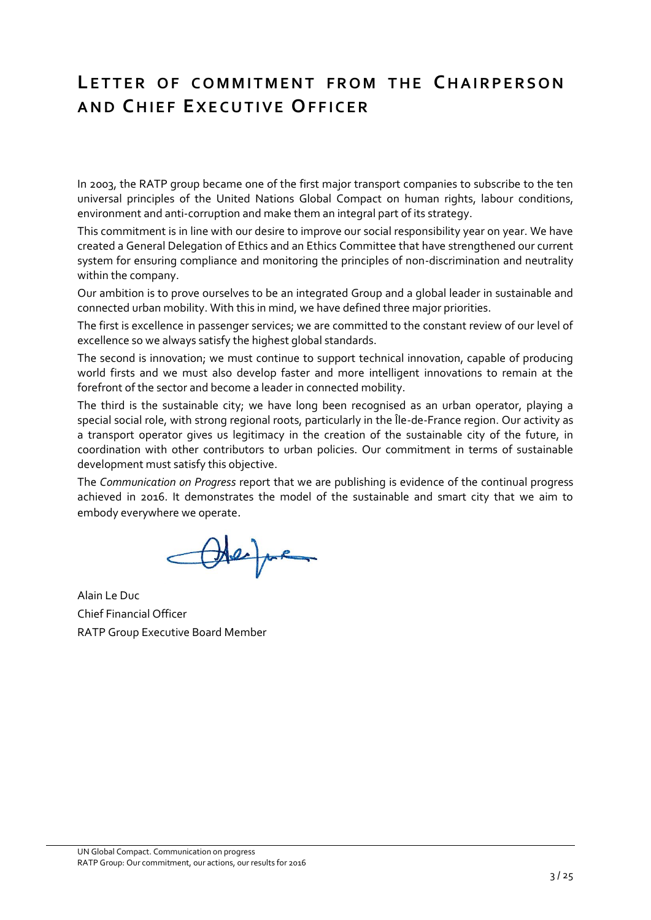# Letter of commitment from the Chairperson and Chief Executive Officer

In 2003, the RATP group became one of the first major transport companies to subscribe to the ten universal principles of the United Nations Global Compact on human rights, labour conditions, environment and anti-corruption and make them an integral part of its strategy.

This commitment is in line with our desire to improve our social responsibility year on year. We have created a General Delegation of Ethics and an Ethics Committee that have strengthened our current system for ensuring compliance and monitoring the principles of non-discrimination and neutrality within the company.

Our ambition is to prove ourselves to be an integrated Group and a global leader in sustainable and connected urban mobility. With this in mind, we have defined three major priorities.

The first is excellence in passenger services; we are committed to the constant review of our level of excellence so we always satisfy the highest global standards.

The second is innovation; we must continue to support technical innovation, capable of producing world firsts and we must also develop faster and more intelligent innovations to remain at the forefront of the sector and become a leader in connected mobility.

The third is the sustainable city; we have long been recognised as an urban operator, playing a special social role, with strong regional roots, particularly in the Île-de-France region. Our activity as a transport operator gives us legitimacy in the creation of the sustainable city of the future, in coordination with other contributors to urban policies. Our commitment in terms of sustainable development must satisfy this objective.

The *Communication on Progress* report that we are publishing is evidence of the continual progress achieved in 2016. It demonstrates the model of the sustainable and smart city that we aim to embody everywhere we operate.

Alain Le Duc
Chief Financial Officer
RATP Group Executive Board Member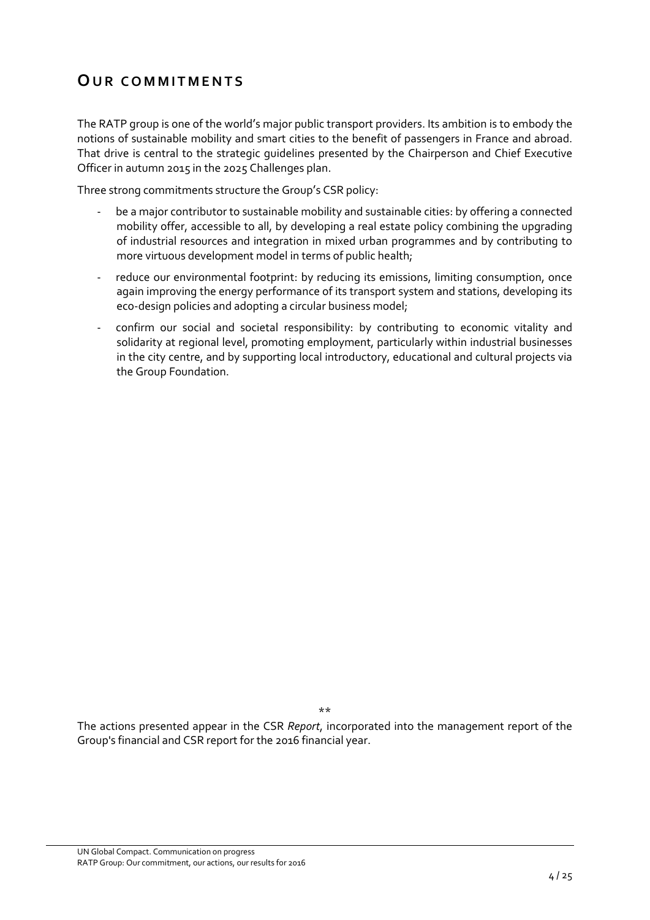## Our commitments

The RATP group is one of the world's major public transport providers. Its ambition is to embody the notions of sustainable mobility and smart cities to the benefit of passengers in France and abroad. That drive is central to the strategic guidelines presented by the Chairperson and Chief Executive Officer in autumn 2015 in the 2025 Challenges plan.

Three strong commitments structure the Group's CSR policy:

- be a major contributor to sustainable mobility and sustainable cities: by offering a connected mobility offer, accessible to all, by developing a real estate policy combining the upgrading of industrial resources and integration in mixed urban programmes and by contributing to more virtuous development model in terms of public health;
- reduce our environmental footprint: by reducing its emissions, limiting consumption, once again improving the energy performance of its transport system and stations, developing its eco-design policies and adopting a circular business model;
- confirm our social and societal responsibility: by contributing to economic vitality and solidarity at regional level, promoting employment, particularly within industrial businesses in the city centre, and by supporting local introductory, educational and cultural projects via the Group Foundation.

\*\*

The actions presented appear in the CSR *Report*, incorporated into the management report of the Group's financial and CSR report for the 2016 financial year.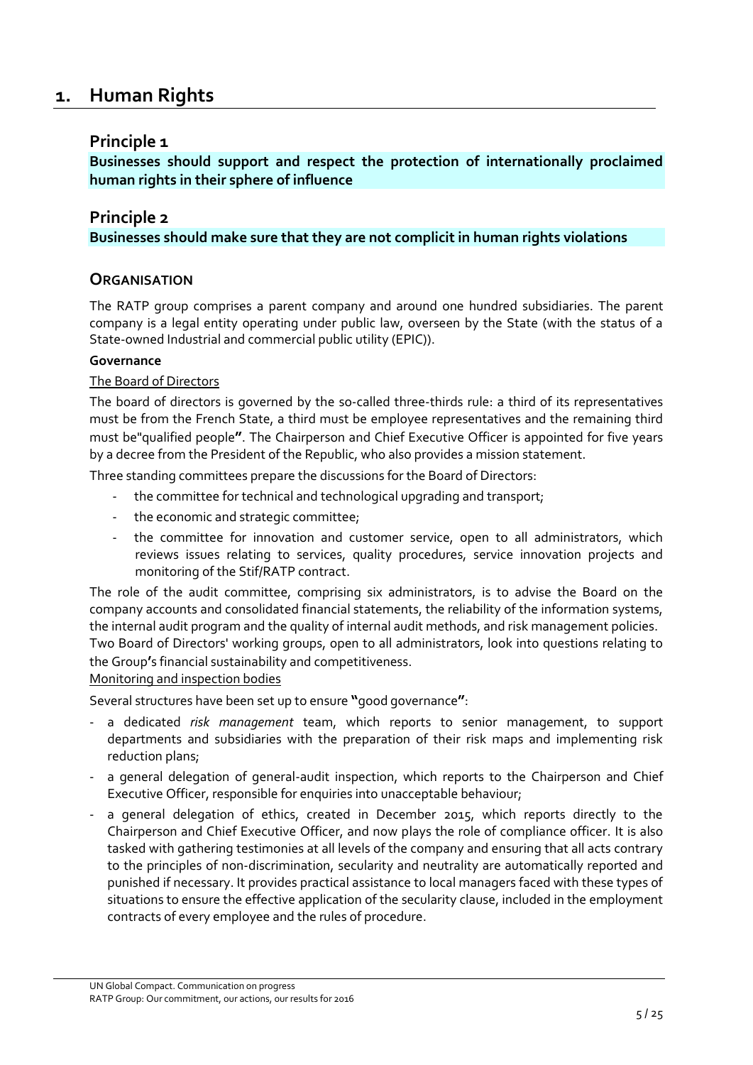# 1. Human Rights

## Principle 1

**Businesses should support and respect the protection of internationally proclaimed human rights in their sphere of influence**

## Principle 2

**Businesses should make sure that they are not complicit in human rights violations**

## ORGANISATION

The RATP group comprises a parent company and around one hundred subsidiaries. The parent company is a legal entity operating under public law, overseen by the State (with the status of a State-owned Industrial and commercial public utility (EPIC)).

**Governance**

The Board of Directors

The board of directors is governed by the so-called three-thirds rule: a third of its representatives must be from the French State, a third must be employee representatives and the remaining third must be"qualified people**"**. The Chairperson and Chief Executive Officer is appointed for five years by a decree from the President of the Republic, who also provides a mission statement.

Three standing committees prepare the discussions for the Board of Directors:

- the committee for technical and technological upgrading and transport;
- the economic and strategic committee;
- the committee for innovation and customer service, open to all administrators, which reviews issues relating to services, quality procedures, service innovation projects and monitoring of the Stif/RATP contract.

The role of the audit committee, comprising six administrators, is to advise the Board on the company accounts and consolidated financial statements, the reliability of the information systems, the internal audit program and the quality of internal audit methods, and risk management policies.

Two Board of Directors' working groups, open to all administrators, look into questions relating to the Group**'**s financial sustainability and competitiveness.

Monitoring and inspection bodies

Several structures have been set up to ensure **"**good governance**"**:

- a dedicated *risk management* team, which reports to senior management, to support departments and subsidiaries with the preparation of their risk maps and implementing risk reduction plans;
- a general delegation of general-audit inspection, which reports to the Chairperson and Chief Executive Officer, responsible for enquiries into unacceptable behaviour;
- a general delegation of ethics, created in December 2015, which reports directly to the Chairperson and Chief Executive Officer, and now plays the role of compliance officer. It is also tasked with gathering testimonies at all levels of the company and ensuring that all acts contrary to the principles of non-discrimination, secularity and neutrality are automatically reported and punished if necessary. It provides practical assistance to local managers faced with these types of situations to ensure the effective application of the secularity clause, included in the employment contracts of every employee and the rules of procedure.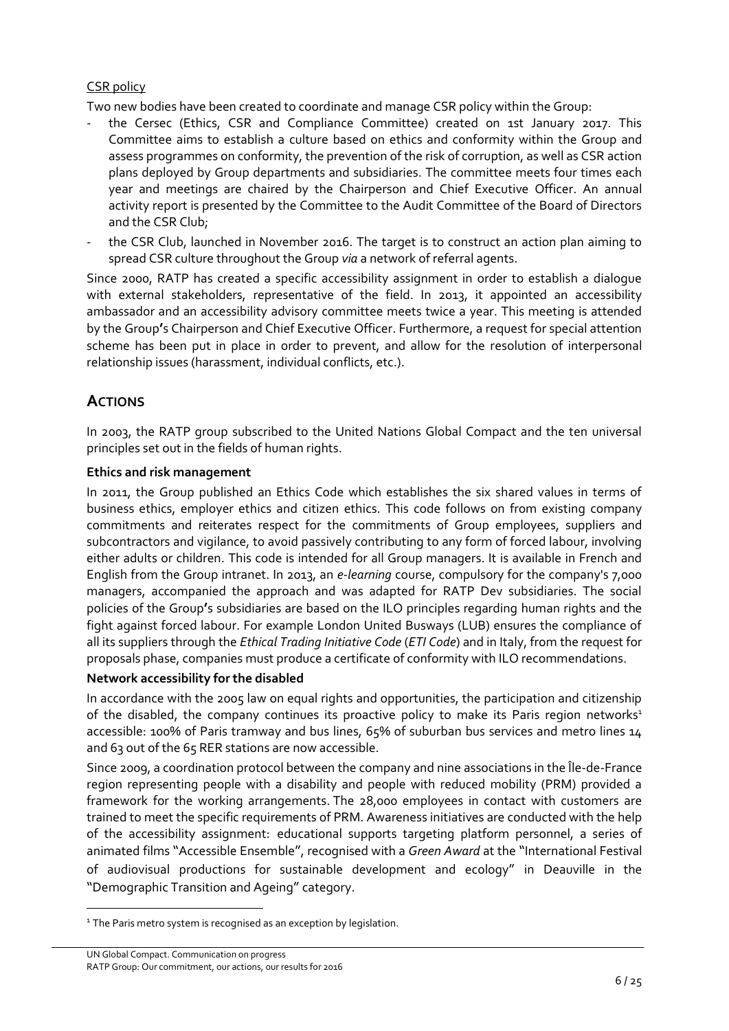CSR policy

Two new bodies have been created to coordinate and manage CSR policy within the Group:

- the Cersec (Ethics, CSR and Compliance Committee) created on 1st January 2017. This Committee aims to establish a culture based on ethics and conformity within the Group and assess programmes on conformity, the prevention of the risk of corruption, as well as CSR action plans deployed by Group departments and subsidiaries. The committee meets four times each year and meetings are chaired by the Chairperson and Chief Executive Officer. An annual activity report is presented by the Committee to the Audit Committee of the Board of Directors and the CSR Club;
- the CSR Club, launched in November 2016. The target is to construct an action plan aiming to spread CSR culture throughout the Group *via* a network of referral agents.

Since 2000, RATP has created a specific accessibility assignment in order to establish a dialogue with external stakeholders, representative of the field. In 2013, it appointed an accessibility ambassador and an accessibility advisory committee meets twice a year. This meeting is attended by the Group's Chairperson and Chief Executive Officer. Furthermore, a request for special attention scheme has been put in place in order to prevent, and allow for the resolution of interpersonal relationship issues (harassment, individual conflicts, etc.).

## ACTIONS

In 2003, the RATP group subscribed to the United Nations Global Compact and the ten universal principles set out in the fields of human rights.

**Ethics and risk management**

In 2011, the Group published an Ethics Code which establishes the six shared values in terms of business ethics, employer ethics and citizen ethics. This code follows on from existing company commitments and reiterates respect for the commitments of Group employees, suppliers and subcontractors and vigilance, to avoid passively contributing to any form of forced labour, involving either adults or children. This code is intended for all Group managers. It is available in French and English from the Group intranet. In 2013, an *e-learning* course, compulsory for the company's 7,000 managers, accompanied the approach and was adapted for RATP Dev subsidiaries. The social policies of the Group's subsidiaries are based on the ILO principles regarding human rights and the fight against forced labour. For example London United Busways (LUB) ensures the compliance of all its suppliers through the *Ethical Trading Initiative Code* (*ETI Code*) and in Italy, from the request for proposals phase, companies must produce a certificate of conformity with ILO recommendations.

**Network accessibility for the disabled**

In accordance with the 2005 law on equal rights and opportunities, the participation and citizenship of the disabled, the company continues its proactive policy to make its Paris region networks[1] accessible: 100% of Paris tramway and bus lines, 65% of suburban bus services and metro lines 14 and 63 out of the 65 RER stations are now accessible.

Since 2009, a coordination protocol between the company and nine associations in the Île-de-France region representing people with a disability and people with reduced mobility (PRM) provided a framework for the working arrangements. The 28,000 employees in contact with customers are trained to meet the specific requirements of PRM. Awareness initiatives are conducted with the help of the accessibility assignment: educational supports targeting platform personnel, a series of animated films "Accessible Ensemble", recognised with a *Green Award* at the "International Festival of audiovisual productions for sustainable development and ecology" in Deauville in the "Demographic Transition and Ageing" category.

[1] The Paris metro system is recognised as an exception by legislation.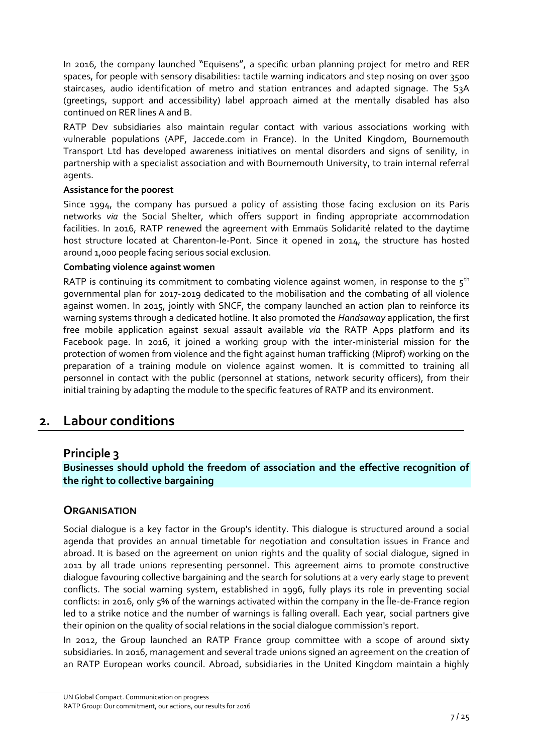In 2016, the company launched "Equisens", a specific urban planning project for metro and RER spaces, for people with sensory disabilities: tactile warning indicators and step nosing on over 3500 staircases, audio identification of metro and station entrances and adapted signage. The S3A (greetings, support and accessibility) label approach aimed at the mentally disabled has also continued on RER lines A and B.

RATP Dev subsidiaries also maintain regular contact with various associations working with vulnerable populations (APF, Jaccede.com in France). In the United Kingdom, Bournemouth Transport Ltd has developed awareness initiatives on mental disorders and signs of senility, in partnership with a specialist association and with Bournemouth University, to train internal referral agents.

**Assistance for the poorest**

Since 1994, the company has pursued a policy of assisting those facing exclusion on its Paris networks *via* the Social Shelter, which offers support in finding appropriate accommodation facilities. In 2016, RATP renewed the agreement with Emmaüs Solidarité related to the daytime host structure located at Charenton-le-Pont. Since it opened in 2014, the structure has hosted around 1,000 people facing serious social exclusion.

**Combating violence against women**

RATP is continuing its commitment to combating violence against women, in response to the 5th governmental plan for 2017-2019 dedicated to the mobilisation and the combating of all violence against women. In 2015, jointly with SNCF, the company launched an action plan to reinforce its warning systems through a dedicated hotline. It also promoted the *Handsaway* application, the first free mobile application against sexual assault available *via* the RATP Apps platform and its Facebook page. In 2016, it joined a working group with the inter-ministerial mission for the protection of women from violence and the fight against human trafficking (Miprof) working on the preparation of a training module on violence against women. It is committed to training all personnel in contact with the public (personnel at stations, network security officers), from their initial training by adapting the module to the specific features of RATP and its environment.

# 2. Labour conditions

## Principle 3

**Businesses should uphold the freedom of association and the effective recognition of the right to collective bargaining**

## Organisation

Social dialogue is a key factor in the Group's identity. This dialogue is structured around a social agenda that provides an annual timetable for negotiation and consultation issues in France and abroad. It is based on the agreement on union rights and the quality of social dialogue, signed in 2011 by all trade unions representing personnel. This agreement aims to promote constructive dialogue favouring collective bargaining and the search for solutions at a very early stage to prevent conflicts. The social warning system, established in 1996, fully plays its role in preventing social conflicts: in 2016, only 5% of the warnings activated within the company in the Île-de-France region led to a strike notice and the number of warnings is falling overall. Each year, social partners give their opinion on the quality of social relations in the social dialogue commission's report.

In 2012, the Group launched an RATP France group committee with a scope of around sixty subsidiaries. In 2016, management and several trade unions signed an agreement on the creation of an RATP European works council. Abroad, subsidiaries in the United Kingdom maintain a highly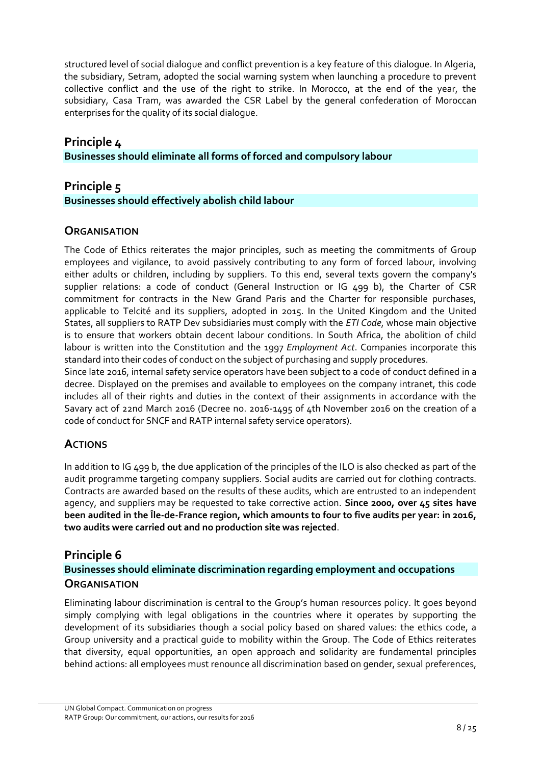structured level of social dialogue and conflict prevention is a key feature of this dialogue. In Algeria, the subsidiary, Setram, adopted the social warning system when launching a procedure to prevent collective conflict and the use of the right to strike. In Morocco, at the end of the year, the subsidiary, Casa Tram, was awarded the CSR Label by the general confederation of Moroccan enterprises for the quality of its social dialogue.

## Principle 4

**Businesses should eliminate all forms of forced and compulsory labour**

## Principle 5

**Businesses should effectively abolish child labour**

### Organisation

The Code of Ethics reiterates the major principles, such as meeting the commitments of Group employees and vigilance, to avoid passively contributing to any form of forced labour, involving either adults or children, including by suppliers. To this end, several texts govern the company's supplier relations: a code of conduct (General Instruction or IG 499 b), the Charter of CSR commitment for contracts in the New Grand Paris and the Charter for responsible purchases, applicable to Telcité and its suppliers, adopted in 2015. In the United Kingdom and the United States, all suppliers to RATP Dev subsidiaries must comply with the *ETI Code*, whose main objective is to ensure that workers obtain decent labour conditions. In South Africa, the abolition of child labour is written into the Constitution and the 1997 *Employment Act*. Companies incorporate this standard into their codes of conduct on the subject of purchasing and supply procedures.

Since late 2016, internal safety service operators have been subject to a code of conduct defined in a decree. Displayed on the premises and available to employees on the company intranet, this code includes all of their rights and duties in the context of their assignments in accordance with the Savary act of 22nd March 2016 (Decree no. 2016-1495 of 4th November 2016 on the creation of a code of conduct for SNCF and RATP internal safety service operators).

### Actions

In addition to IG 499 b, the due application of the principles of the ILO is also checked as part of the audit programme targeting company suppliers. Social audits are carried out for clothing contracts. Contracts are awarded based on the results of these audits, which are entrusted to an independent agency, and suppliers may be requested to take corrective action. **Since 2000, over 45 sites have been audited in the Île-de-France region, which amounts to four to five audits per year: in 2016, two audits were carried out and no production site was rejected**.

## Principle 6

**Businesses should eliminate discrimination regarding employment and occupations**

### Organisation

Eliminating labour discrimination is central to the Group's human resources policy. It goes beyond simply complying with legal obligations in the countries where it operates by supporting the development of its subsidiaries though a social policy based on shared values: the ethics code, a Group university and a practical guide to mobility within the Group. The Code of Ethics reiterates that diversity, equal opportunities, an open approach and solidarity are fundamental principles behind actions: all employees must renounce all discrimination based on gender, sexual preferences,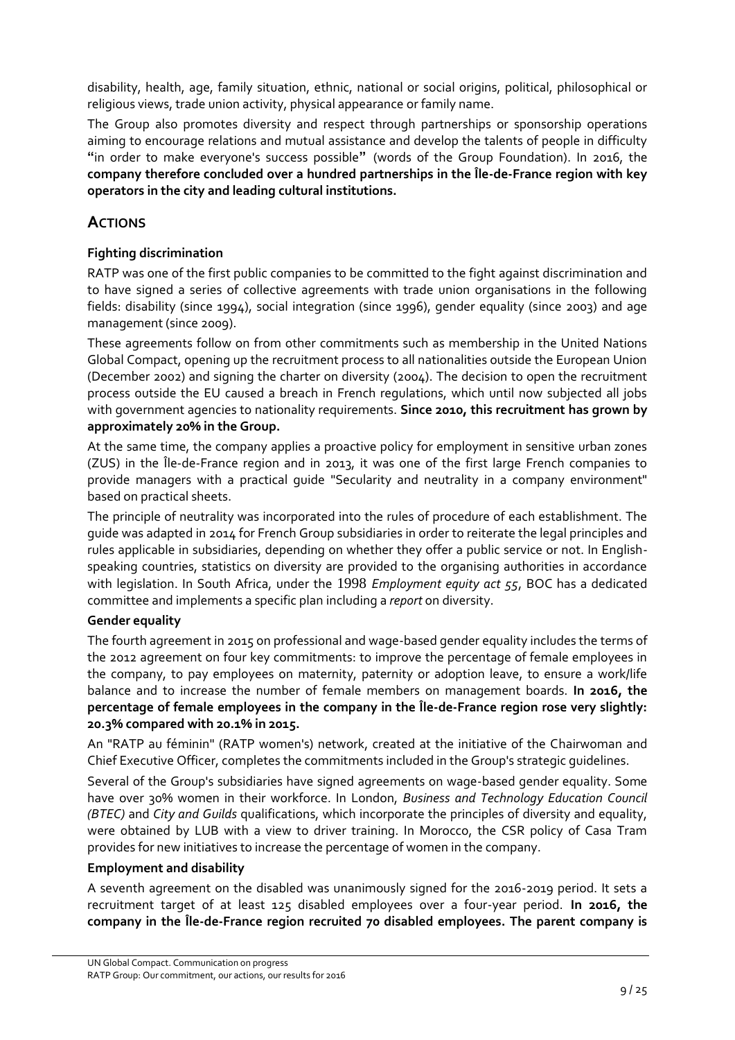disability, health, age, family situation, ethnic, national or social origins, political, philosophical or religious views, trade union activity, physical appearance or family name.

The Group also promotes diversity and respect through partnerships or sponsorship operations aiming to encourage relations and mutual assistance and develop the talents of people in difficulty "in order to make everyone's success possible" (words of the Group Foundation). In 2016, the **company therefore concluded over a hundred partnerships in the Île-de-France region with key operators in the city and leading cultural institutions.**

## ACTIONS

### Fighting discrimination

RATP was one of the first public companies to be committed to the fight against discrimination and to have signed a series of collective agreements with trade union organisations in the following fields: disability (since 1994), social integration (since 1996), gender equality (since 2003) and age management (since 2009).

These agreements follow on from other commitments such as membership in the United Nations Global Compact, opening up the recruitment process to all nationalities outside the European Union (December 2002) and signing the charter on diversity (2004). The decision to open the recruitment process outside the EU caused a breach in French regulations, which until now subjected all jobs with government agencies to nationality requirements. **Since 2010, this recruitment has grown by approximately 20% in the Group.**

At the same time, the company applies a proactive policy for employment in sensitive urban zones (ZUS) in the Île-de-France region and in 2013, it was one of the first large French companies to provide managers with a practical guide "Secularity and neutrality in a company environment" based on practical sheets.

The principle of neutrality was incorporated into the rules of procedure of each establishment. The guide was adapted in 2014 for French Group subsidiaries in order to reiterate the legal principles and rules applicable in subsidiaries, depending on whether they offer a public service or not. In English-speaking countries, statistics on diversity are provided to the organising authorities in accordance with legislation. In South Africa, under the 1998 *Employment equity act 55*, BOC has a dedicated committee and implements a specific plan including a *report* on diversity.

### Gender equality

The fourth agreement in 2015 on professional and wage-based gender equality includes the terms of the 2012 agreement on four key commitments: to improve the percentage of female employees in the company, to pay employees on maternity, paternity or adoption leave, to ensure a work/life balance and to increase the number of female members on management boards. **In 2016, the percentage of female employees in the company in the Île-de-France region rose very slightly: 20.3% compared with 20.1% in 2015.**

An "RATP au féminin" (RATP women's) network, created at the initiative of the Chairwoman and Chief Executive Officer, completes the commitments included in the Group's strategic guidelines.

Several of the Group's subsidiaries have signed agreements on wage-based gender equality. Some have over 30% women in their workforce. In London, *Business and Technology Education Council (BTEC)* and *City and Guilds* qualifications, which incorporate the principles of diversity and equality, were obtained by LUB with a view to driver training. In Morocco, the CSR policy of Casa Tram provides for new initiatives to increase the percentage of women in the company.

### Employment and disability

A seventh agreement on the disabled was unanimously signed for the 2016-2019 period. It sets a recruitment target of at least 125 disabled employees over a four-year period. **In 2016, the company in the Île-de-France region recruited 70 disabled employees. The parent company is**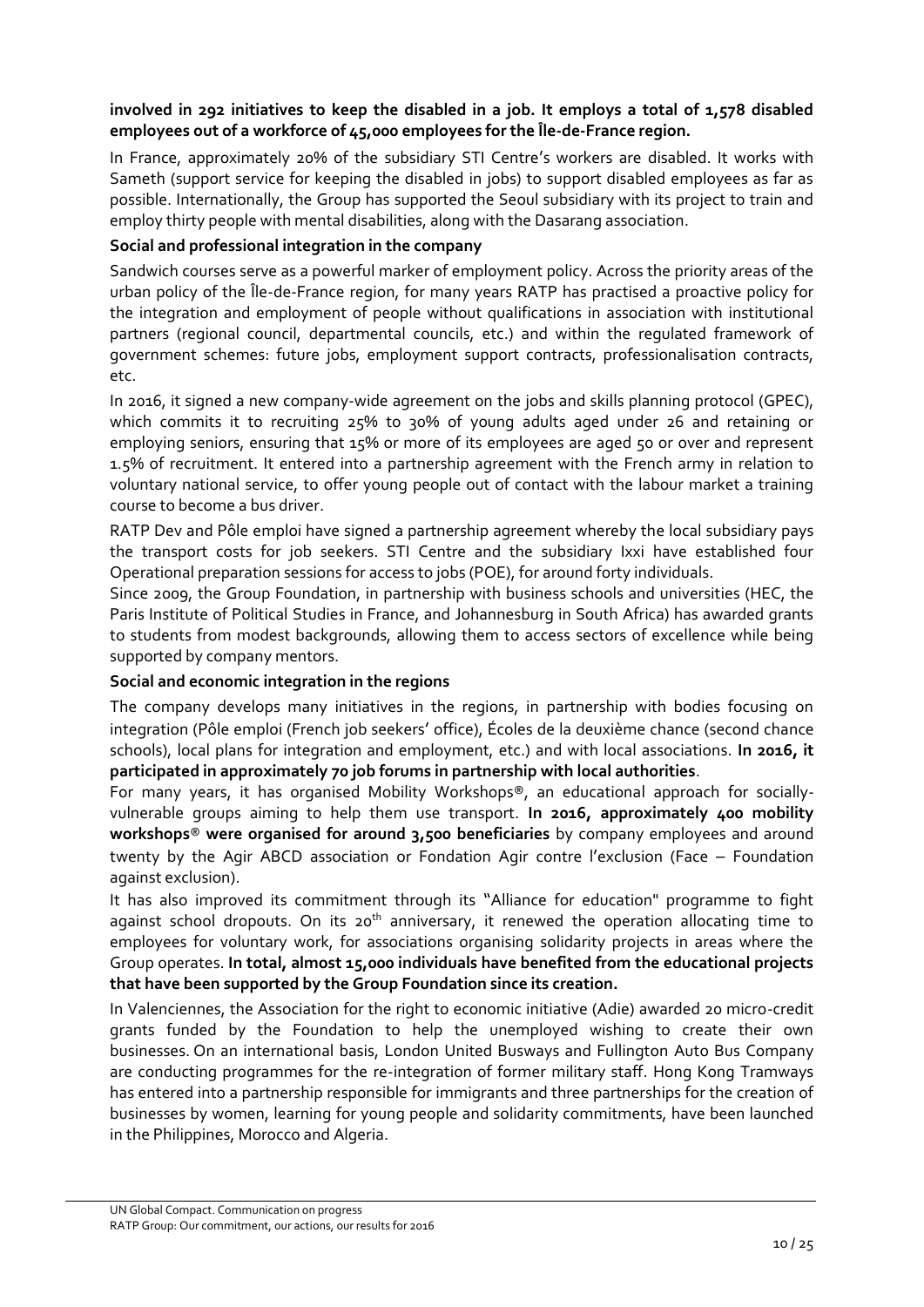**involved in 292 initiatives to keep the disabled in a job. It employs a total of 1,578 disabled employees out of a workforce of 45,000 employees for the Île-de-France region.**

In France, approximately 20% of the subsidiary STI Centre's workers are disabled. It works with Sameth (support service for keeping the disabled in jobs) to support disabled employees as far as possible. Internationally, the Group has supported the Seoul subsidiary with its project to train and employ thirty people with mental disabilities, along with the Dasarang association.

**Social and professional integration in the company**

Sandwich courses serve as a powerful marker of employment policy. Across the priority areas of the urban policy of the Île-de-France region, for many years RATP has practised a proactive policy for the integration and employment of people without qualifications in association with institutional partners (regional council, departmental councils, etc.) and within the regulated framework of government schemes: future jobs, employment support contracts, professionalisation contracts, etc.

In 2016, it signed a new company-wide agreement on the jobs and skills planning protocol (GPEC), which commits it to recruiting 25% to 30% of young adults aged under 26 and retaining or employing seniors, ensuring that 15% or more of its employees are aged 50 or over and represent 1.5% of recruitment. It entered into a partnership agreement with the French army in relation to voluntary national service, to offer young people out of contact with the labour market a training course to become a bus driver.

RATP Dev and Pôle emploi have signed a partnership agreement whereby the local subsidiary pays the transport costs for job seekers. STI Centre and the subsidiary Ixxi have established four Operational preparation sessions for access to jobs (POE), for around forty individuals.

Since 2009, the Group Foundation, in partnership with business schools and universities (HEC, the Paris Institute of Political Studies in France, and Johannesburg in South Africa) has awarded grants to students from modest backgrounds, allowing them to access sectors of excellence while being supported by company mentors.

**Social and economic integration in the regions**

The company develops many initiatives in the regions, in partnership with bodies focusing on integration (Pôle emploi (French job seekers' office), Écoles de la deuxième chance (second chance schools), local plans for integration and employment, etc.) and with local associations. **In 2016, it participated in approximately 70 job forums in partnership with local authorities**.

For many years, it has organised Mobility Workshops®, an educational approach for socially-vulnerable groups aiming to help them use transport. **In 2016, approximately 400 mobility workshops® were organised for around 3,500 beneficiaries** by company employees and around twenty by the Agir ABCD association or Fondation Agir contre l'exclusion (Face – Foundation against exclusion).

It has also improved its commitment through its "Alliance for education" programme to fight against school dropouts. On its 20th anniversary, it renewed the operation allocating time to employees for voluntary work, for associations organising solidarity projects in areas where the Group operates. **In total, almost 15,000 individuals have benefited from the educational projects that have been supported by the Group Foundation since its creation.**

In Valenciennes, the Association for the right to economic initiative (Adie) awarded 20 micro-credit grants funded by the Foundation to help the unemployed wishing to create their own businesses. On an international basis, London United Busways and Fullington Auto Bus Company are conducting programmes for the re-integration of former military staff. Hong Kong Tramways has entered into a partnership responsible for immigrants and three partnerships for the creation of businesses by women, learning for young people and solidarity commitments, have been launched in the Philippines, Morocco and Algeria.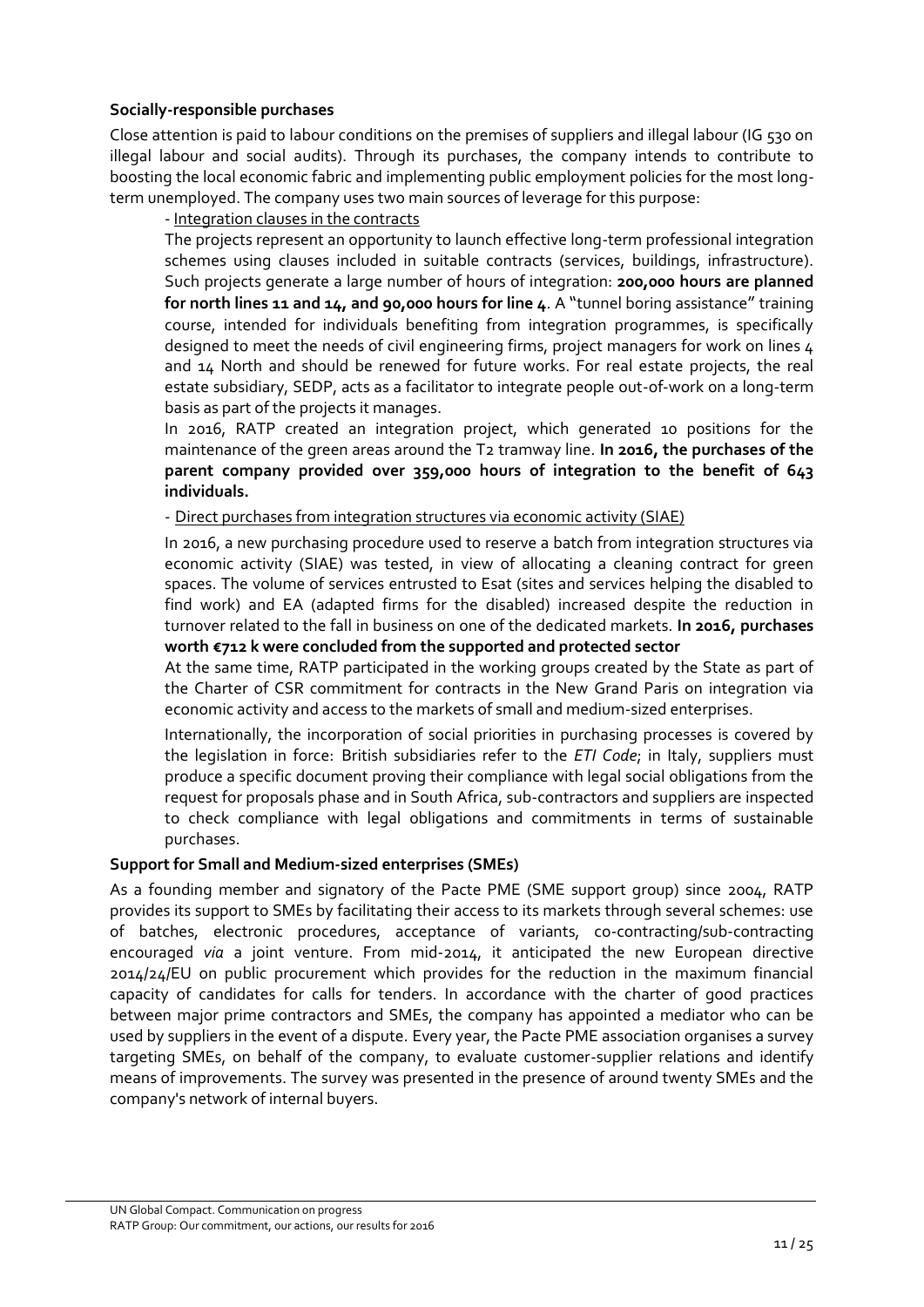**Socially-responsible purchases**

Close attention is paid to labour conditions on the premises of suppliers and illegal labour (IG 530 on illegal labour and social audits). Through its purchases, the company intends to contribute to boosting the local economic fabric and implementing public employment policies for the most long-term unemployed. The company uses two main sources of leverage for this purpose:

- Integration clauses in the contracts

The projects represent an opportunity to launch effective long-term professional integration schemes using clauses included in suitable contracts (services, buildings, infrastructure). Such projects generate a large number of hours of integration: **200,000 hours are planned for north lines 11 and 14, and 90,000 hours for line 4**. A "tunnel boring assistance" training course, intended for individuals benefiting from integration programmes, is specifically designed to meet the needs of civil engineering firms, project managers for work on lines 4 and 14 North and should be renewed for future works. For real estate projects, the real estate subsidiary, SEDP, acts as a facilitator to integrate people out-of-work on a long-term basis as part of the projects it manages.

In 2016, RATP created an integration project, which generated 10 positions for the maintenance of the green areas around the T2 tramway line. **In 2016, the purchases of the parent company provided over 359,000 hours of integration to the benefit of 643 individuals.**

- Direct purchases from integration structures via economic activity (SIAE)

In 2016, a new purchasing procedure used to reserve a batch from integration structures via economic activity (SIAE) was tested, in view of allocating a cleaning contract for green spaces. The volume of services entrusted to Esat (sites and services helping the disabled to find work) and EA (adapted firms for the disabled) increased despite the reduction in turnover related to the fall in business on one of the dedicated markets. **In 2016, purchases worth €712 k were concluded from the supported and protected sector**

At the same time, RATP participated in the working groups created by the State as part of the Charter of CSR commitment for contracts in the New Grand Paris on integration via economic activity and access to the markets of small and medium-sized enterprises.

Internationally, the incorporation of social priorities in purchasing processes is covered by the legislation in force: British subsidiaries refer to the *ETI Code*; in Italy, suppliers must produce a specific document proving their compliance with legal social obligations from the request for proposals phase and in South Africa, sub-contractors and suppliers are inspected to check compliance with legal obligations and commitments in terms of sustainable purchases.

**Support for Small and Medium-sized enterprises (SMEs)**

As a founding member and signatory of the Pacte PME (SME support group) since 2004, RATP provides its support to SMEs by facilitating their access to its markets through several schemes: use of batches, electronic procedures, acceptance of variants, co-contracting/sub-contracting encouraged *via* a joint venture. From mid-2014, it anticipated the new European directive 2014/24/EU on public procurement which provides for the reduction in the maximum financial capacity of candidates for calls for tenders. In accordance with the charter of good practices between major prime contractors and SMEs, the company has appointed a mediator who can be used by suppliers in the event of a dispute. Every year, the Pacte PME association organises a survey targeting SMEs, on behalf of the company, to evaluate customer-supplier relations and identify means of improvements. The survey was presented in the presence of around twenty SMEs and the company's network of internal buyers.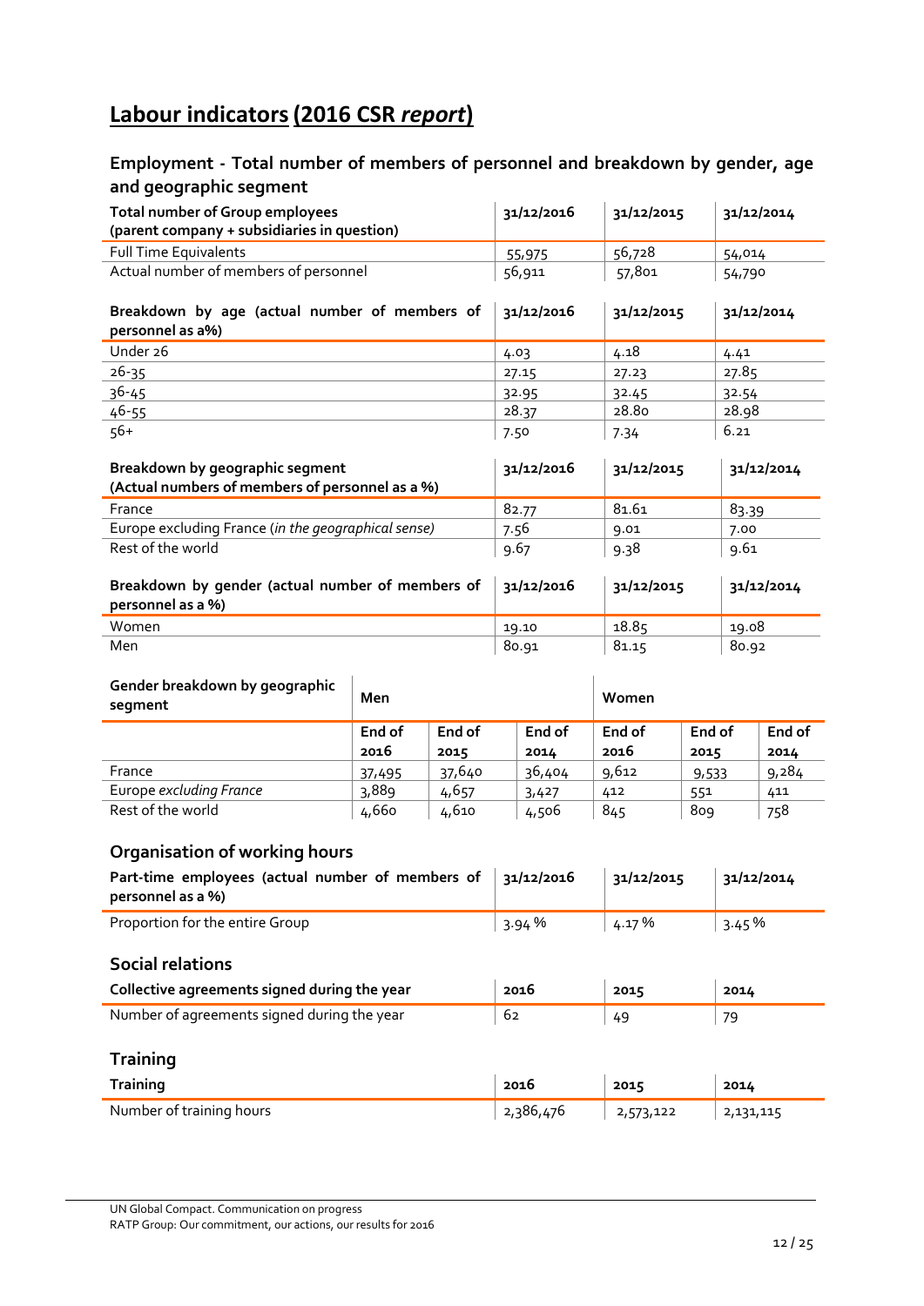# **Labour indicators (2016 CSR *report*)**

## Employment - Total number of members of personnel and breakdown by gender, age and geographic segment

| Total number of Group employees (parent company + subsidiaries in question) | 31/12/2016 | 31/12/2015 | 31/12/2014 |
|---|---|---|---|
| Full Time Equivalents | 55,975 | 56,728 | 54,014 |
| Actual number of members of personnel | 56,911 | 57,801 | 54,790 |

| Breakdown by age (actual number of members of personnel as a%) | 31/12/2016 | 31/12/2015 | 31/12/2014 |
|---|---|---|---|
| Under 26 | 4.03 | 4.18 | 4.41 |
| 26-35 | 27.15 | 27.23 | 27.85 |
| 36-45 | 32.95 | 32.45 | 32.54 |
| 46-55 | 28.37 | 28.80 | 28.98 |
| 56+ | 7.50 | 7.34 | 6.21 |

| Breakdown by geographic segment (Actual numbers of members of personnel as a %) | 31/12/2016 | 31/12/2015 | 31/12/2014 |
|---|---|---|---|
| France | 82.77 | 81.61 | 83.39 |
| Europe excluding France (*in the geographical sense*) | 7.56 | 9.01 | 7.00 |
| Rest of the world | 9.67 | 9.38 | 9.61 |

| Breakdown by gender (actual number of members of personnel as a %) | 31/12/2016 | 31/12/2015 | 31/12/2014 |
|---|---|---|---|
| Women | 19.10 | 18.85 | 19.08 |
| Men | 80.91 | 81.15 | 80.92 |

| Gender breakdown by geographic segment | Men | | | Women | | |
|---|---|---|---|---|---|---|
| | End of 2016 | End of 2015 | End of 2014 | End of 2016 | End of 2015 | End of 2014 |
| France | 37,495 | 37,640 | 36,404 | 9,612 | 9,533 | 9,284 |
| Europe *excluding France* | 3,889 | 4,657 | 3,427 | 412 | 551 | 411 |
| Rest of the world | 4,660 | 4,610 | 4,506 | 845 | 809 | 758 |

## Organisation of working hours

| Part-time employees (actual number of members of personnel as a %) | 31/12/2016 | 31/12/2015 | 31/12/2014 |
|---|---|---|---|
| Proportion for the entire Group | 3.94 % | 4.17 % | 3.45 % |

## Social relations

| Collective agreements signed during the year | 2016 | 2015 | 2014 |
|---|---|---|---|
| Number of agreements signed during the year | 62 | 49 | 79 |

## Training

| Training | 2016 | 2015 | 2014 |
|---|---|---|---|
| Number of training hours | 2,386,476 | 2,573,122 | 2,131,115 |

UN Global Compact. Communication on progress
RATP Group: Our commitment, our actions, our results for 2016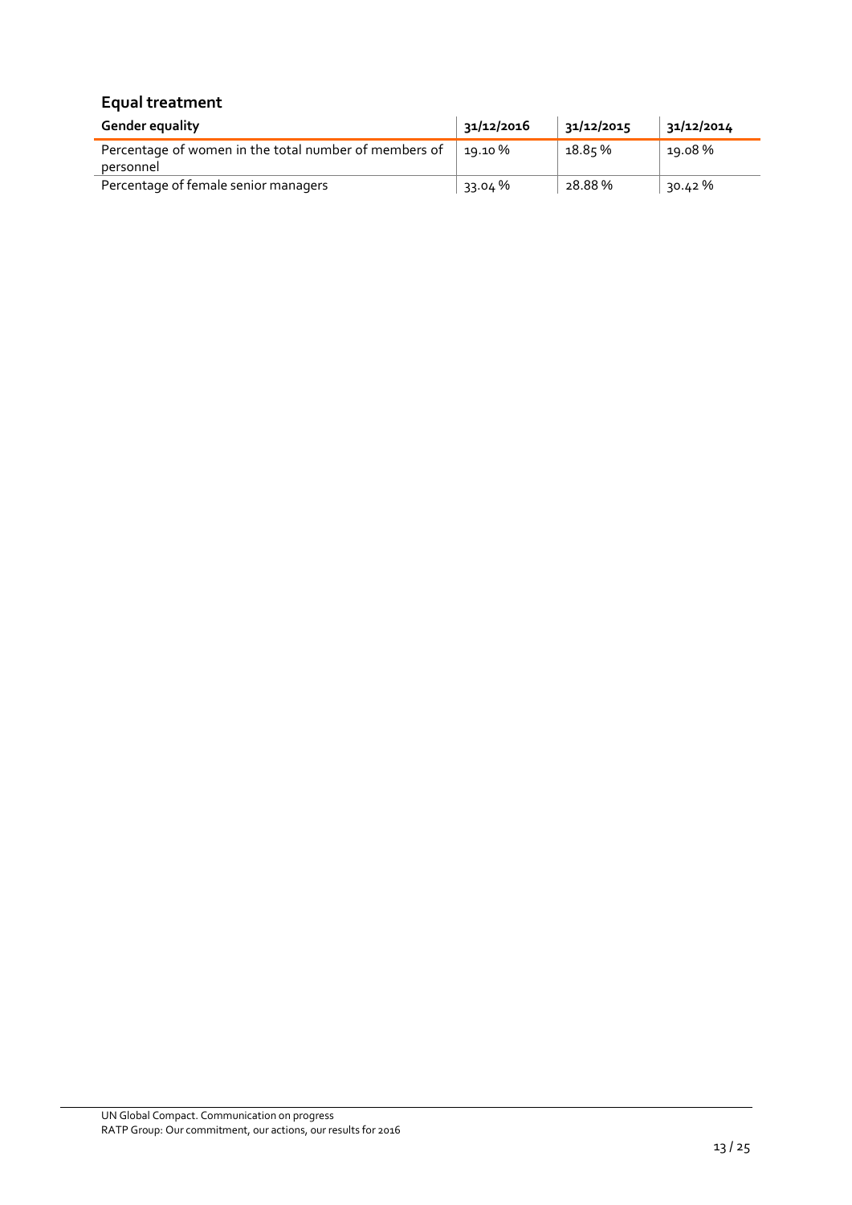## Equal treatment

| Gender equality | 31/12/2016 | 31/12/2015 | 31/12/2014 |
|---|---|---|---|
| Percentage of women in the total number of members of personnel | 19.10 % | 18.85 % | 19.08 % |
| Percentage of female senior managers | 33.04 % | 28.88 % | 30.42 % |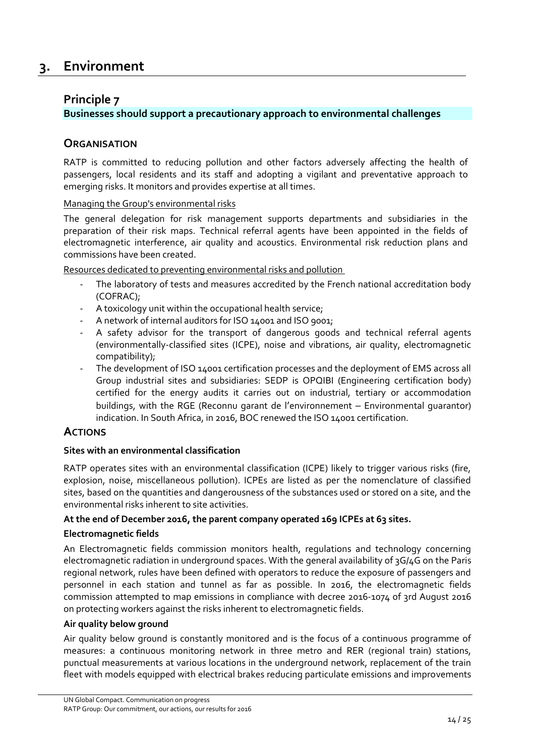# 3. Environment

## Principle 7

**Businesses should support a precautionary approach to environmental challenges**

### ORGANISATION

RATP is committed to reducing pollution and other factors adversely affecting the health of passengers, local residents and its staff and adopting a vigilant and preventative approach to emerging risks. It monitors and provides expertise at all times.

Managing the Group's environmental risks

The general delegation for risk management supports departments and subsidiaries in the preparation of their risk maps. Technical referral agents have been appointed in the fields of electromagnetic interference, air quality and acoustics. Environmental risk reduction plans and commissions have been created.

Resources dedicated to preventing environmental risks and pollution

- The laboratory of tests and measures accredited by the French national accreditation body (COFRAC);
- A toxicology unit within the occupational health service;
- A network of internal auditors for ISO 14001 and ISO 9001;
- A safety advisor for the transport of dangerous goods and technical referral agents (environmentally-classified sites (ICPE), noise and vibrations, air quality, electromagnetic compatibility);
- The development of ISO 14001 certification processes and the deployment of EMS across all Group industrial sites and subsidiaries: SEDP is OPQIBI (Engineering certification body) certified for the energy audits it carries out on industrial, tertiary or accommodation buildings, with the RGE (Reconnu garant de l'environnement – Environmental guarantor) indication. In South Africa, in 2016, BOC renewed the ISO 14001 certification.

### ACTIONS

**Sites with an environmental classification**

RATP operates sites with an environmental classification (ICPE) likely to trigger various risks (fire, explosion, noise, miscellaneous pollution). ICPEs are listed as per the nomenclature of classified sites, based on the quantities and dangerousness of the substances used or stored on a site, and the environmental risks inherent to site activities.

**At the end of December 2016, the parent company operated 169 ICPEs at 63 sites.**

**Electromagnetic fields**

An Electromagnetic fields commission monitors health, regulations and technology concerning electromagnetic radiation in underground spaces. With the general availability of 3G/4G on the Paris regional network, rules have been defined with operators to reduce the exposure of passengers and personnel in each station and tunnel as far as possible. In 2016, the electromagnetic fields commission attempted to map emissions in compliance with decree 2016-1074 of 3rd August 2016 on protecting workers against the risks inherent to electromagnetic fields.

**Air quality below ground**

Air quality below ground is constantly monitored and is the focus of a continuous programme of measures: a continuous monitoring network in three metro and RER (regional train) stations, punctual measurements at various locations in the underground network, replacement of the train fleet with models equipped with electrical brakes reducing particulate emissions and improvements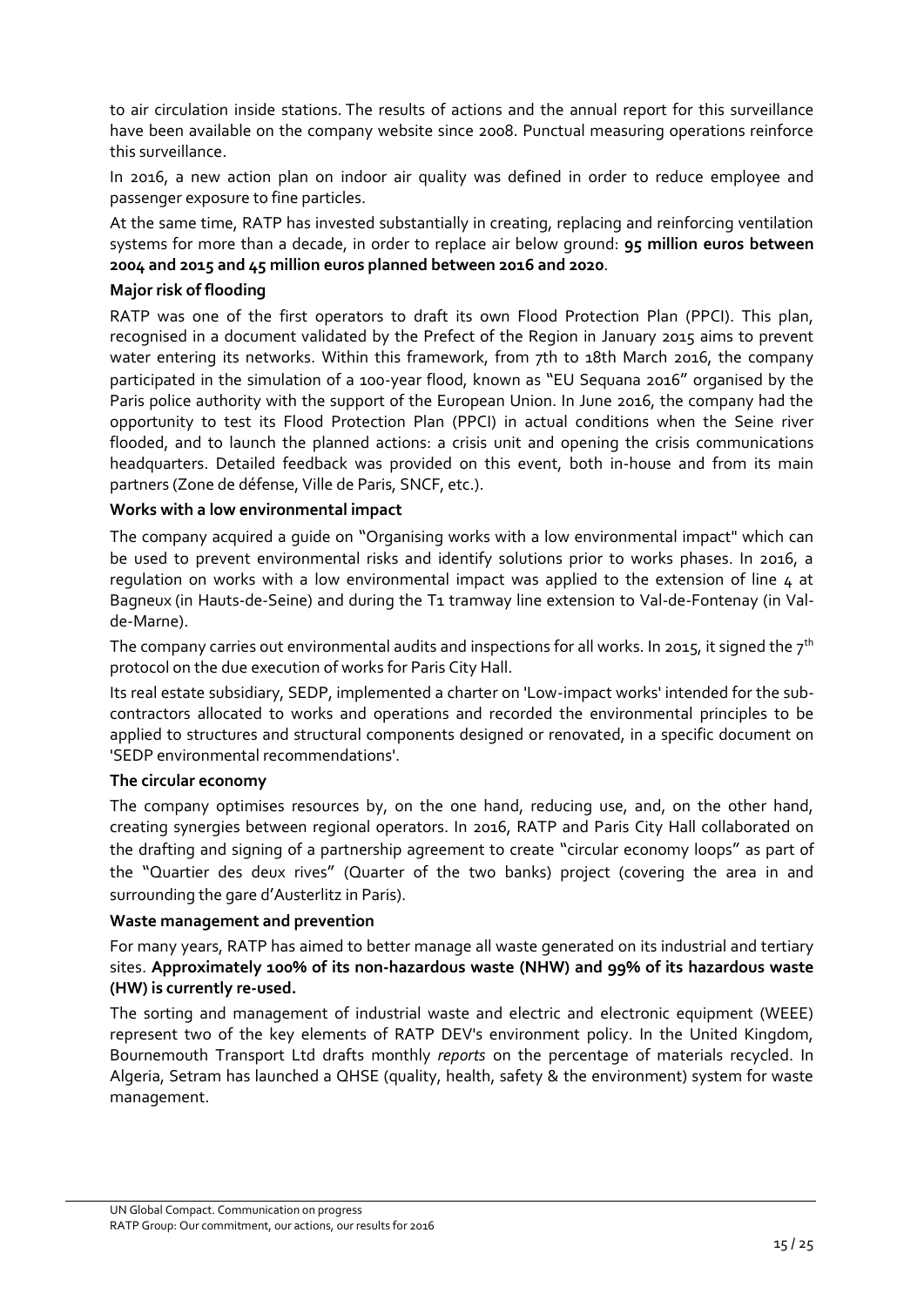to air circulation inside stations. The results of actions and the annual report for this surveillance have been available on the company website since 2008. Punctual measuring operations reinforce this surveillance.

In 2016, a new action plan on indoor air quality was defined in order to reduce employee and passenger exposure to fine particles.

At the same time, RATP has invested substantially in creating, replacing and reinforcing ventilation systems for more than a decade, in order to replace air below ground: **95 million euros between 2004 and 2015 and 45 million euros planned between 2016 and 2020**.

**Major risk of flooding**

RATP was one of the first operators to draft its own Flood Protection Plan (PPCI). This plan, recognised in a document validated by the Prefect of the Region in January 2015 aims to prevent water entering its networks. Within this framework, from 7th to 18th March 2016, the company participated in the simulation of a 100-year flood, known as "EU Sequana 2016" organised by the Paris police authority with the support of the European Union. In June 2016, the company had the opportunity to test its Flood Protection Plan (PPCI) in actual conditions when the Seine river flooded, and to launch the planned actions: a crisis unit and opening the crisis communications headquarters. Detailed feedback was provided on this event, both in-house and from its main partners (Zone de défense, Ville de Paris, SNCF, etc.).

**Works with a low environmental impact**

The company acquired a guide on "Organising works with a low environmental impact" which can be used to prevent environmental risks and identify solutions prior to works phases. In 2016, a regulation on works with a low environmental impact was applied to the extension of line 4 at Bagneux (in Hauts-de-Seine) and during the T1 tramway line extension to Val-de-Fontenay (in Val-de-Marne).

The company carries out environmental audits and inspections for all works. In 2015, it signed the 7th protocol on the due execution of works for Paris City Hall.

Its real estate subsidiary, SEDP, implemented a charter on 'Low-impact works' intended for the sub-contractors allocated to works and operations and recorded the environmental principles to be applied to structures and structural components designed or renovated, in a specific document on 'SEDP environmental recommendations'.

**The circular economy**

The company optimises resources by, on the one hand, reducing use, and, on the other hand, creating synergies between regional operators. In 2016, RATP and Paris City Hall collaborated on the drafting and signing of a partnership agreement to create "circular economy loops" as part of the "Quartier des deux rives" (Quarter of the two banks) project (covering the area in and surrounding the gare d'Austerlitz in Paris).

**Waste management and prevention**

For many years, RATP has aimed to better manage all waste generated on its industrial and tertiary sites. **Approximately 100% of its non-hazardous waste (NHW) and 99% of its hazardous waste (HW) is currently re-used.**

The sorting and management of industrial waste and electric and electronic equipment (WEEE) represent two of the key elements of RATP DEV's environment policy. In the United Kingdom, Bournemouth Transport Ltd drafts monthly *reports* on the percentage of materials recycled. In Algeria, Setram has launched a QHSE (quality, health, safety & the environment) system for waste management.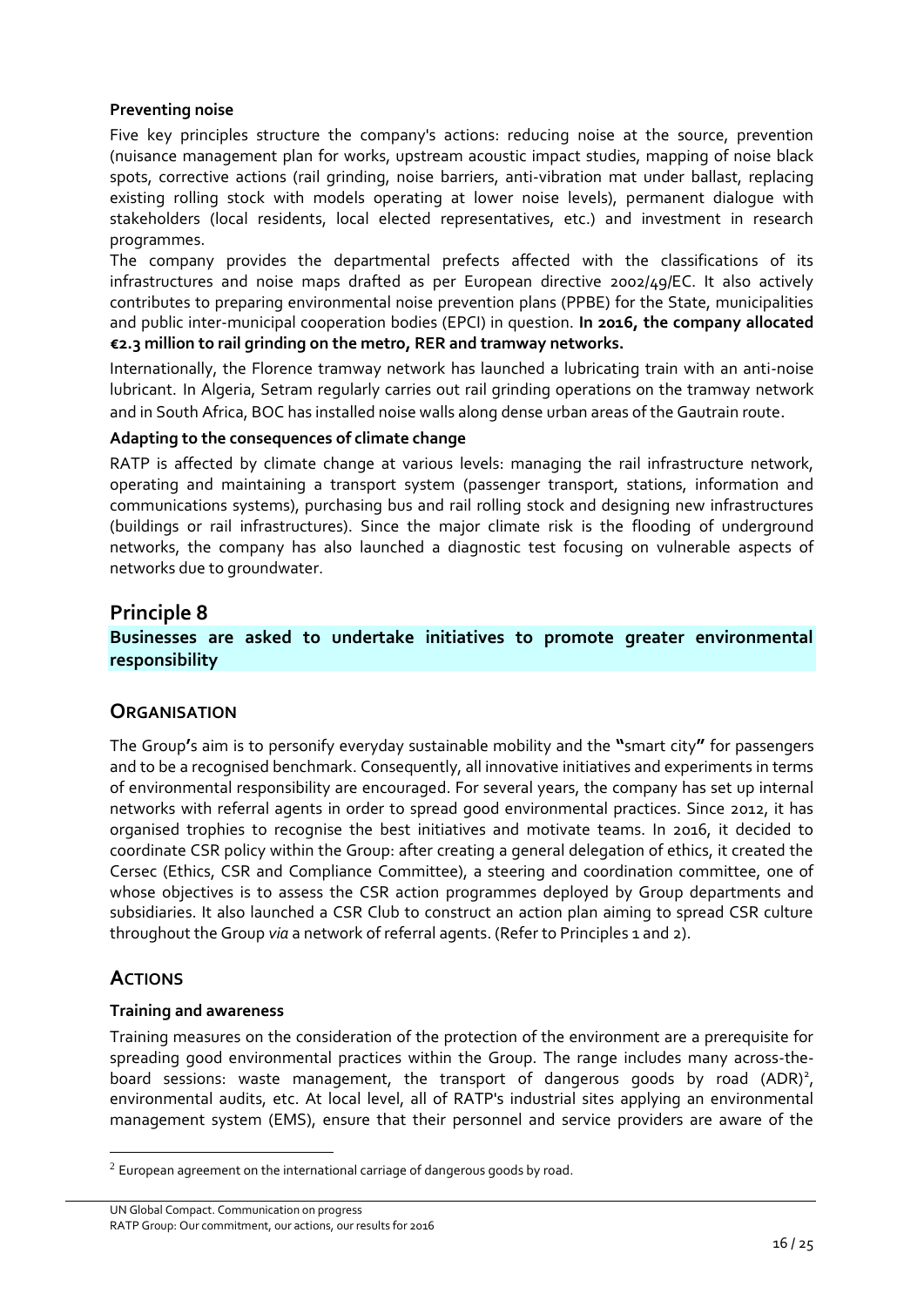**Preventing noise**

Five key principles structure the company's actions: reducing noise at the source, prevention (nuisance management plan for works, upstream acoustic impact studies, mapping of noise black spots, corrective actions (rail grinding, noise barriers, anti-vibration mat under ballast, replacing existing rolling stock with models operating at lower noise levels), permanent dialogue with stakeholders (local residents, local elected representatives, etc.) and investment in research programmes.

The company provides the departmental prefects affected with the classifications of its infrastructures and noise maps drafted as per European directive 2002/49/EC. It also actively contributes to preparing environmental noise prevention plans (PPBE) for the State, municipalities and public inter-municipal cooperation bodies (EPCI) in question. **In 2016, the company allocated €2.3 million to rail grinding on the metro, RER and tramway networks.**

Internationally, the Florence tramway network has launched a lubricating train with an anti-noise lubricant. In Algeria, Setram regularly carries out rail grinding operations on the tramway network and in South Africa, BOC has installed noise walls along dense urban areas of the Gautrain route.

**Adapting to the consequences of climate change**

RATP is affected by climate change at various levels: managing the rail infrastructure network, operating and maintaining a transport system (passenger transport, stations, information and communications systems), purchasing bus and rail rolling stock and designing new infrastructures (buildings or rail infrastructures). Since the major climate risk is the flooding of underground networks, the company has also launched a diagnostic test focusing on vulnerable aspects of networks due to groundwater.

## Principle 8

**Businesses are asked to undertake initiatives to promote greater environmental responsibility**

## Organisation

The Group's aim is to personify everyday sustainable mobility and the "smart city" for passengers and to be a recognised benchmark. Consequently, all innovative initiatives and experiments in terms of environmental responsibility are encouraged. For several years, the company has set up internal networks with referral agents in order to spread good environmental practices. Since 2012, it has organised trophies to recognise the best initiatives and motivate teams. In 2016, it decided to coordinate CSR policy within the Group: after creating a general delegation of ethics, it created the Cersec (Ethics, CSR and Compliance Committee), a steering and coordination committee, one of whose objectives is to assess the CSR action programmes deployed by Group departments and subsidiaries. It also launched a CSR Club to construct an action plan aiming to spread CSR culture throughout the Group *via* a network of referral agents. (Refer to Principles 1 and 2).

## Actions

**Training and awareness**

Training measures on the consideration of the protection of the environment are a prerequisite for spreading good environmental practices within the Group. The range includes many across-the-board sessions: waste management, the transport of dangerous goods by road (ADR)[2], environmental audits, etc. At local level, all of RATP's industrial sites applying an environmental management system (EMS), ensure that their personnel and service providers are aware of the

[2] European agreement on the international carriage of dangerous goods by road.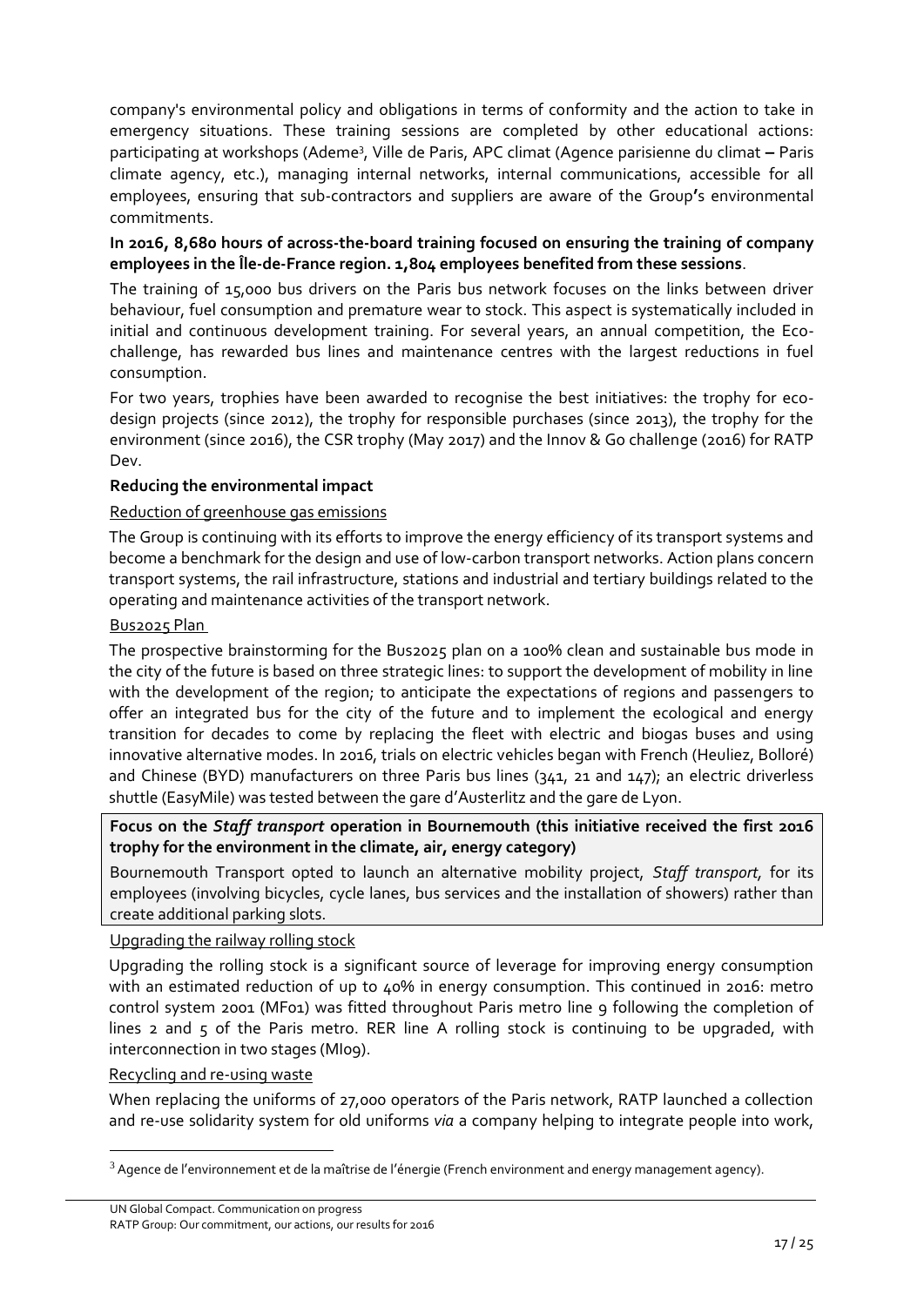company's environmental policy and obligations in terms of conformity and the action to take in emergency situations. These training sessions are completed by other educational actions: participating at workshops (Ademe[3], Ville de Paris, APC climat (Agence parisienne du climat – Paris climate agency, etc.), managing internal networks, internal communications, accessible for all employees, ensuring that sub-contractors and suppliers are aware of the Group's environmental commitments.

**In 2016, 8,680 hours of across-the-board training focused on ensuring the training of company employees in the Île-de-France region. 1,804 employees benefited from these sessions**.

The training of 15,000 bus drivers on the Paris bus network focuses on the links between driver behaviour, fuel consumption and premature wear to stock. This aspect is systematically included in initial and continuous development training. For several years, an annual competition, the Eco-challenge, has rewarded bus lines and maintenance centres with the largest reductions in fuel consumption.

For two years, trophies have been awarded to recognise the best initiatives: the trophy for eco-design projects (since 2012), the trophy for responsible purchases (since 2013), the trophy for the environment (since 2016), the CSR trophy (May 2017) and the Innov & Go challenge (2016) for RATP Dev.

**Reducing the environmental impact**

Reduction of greenhouse gas emissions

The Group is continuing with its efforts to improve the energy efficiency of its transport systems and become a benchmark for the design and use of low-carbon transport networks. Action plans concern transport systems, the rail infrastructure, stations and industrial and tertiary buildings related to the operating and maintenance activities of the transport network.

Bus2025 Plan

The prospective brainstorming for the Bus2025 plan on a 100% clean and sustainable bus mode in the city of the future is based on three strategic lines: to support the development of mobility in line with the development of the region; to anticipate the expectations of regions and passengers to offer an integrated bus for the city of the future and to implement the ecological and energy transition for decades to come by replacing the fleet with electric and biogas buses and using innovative alternative modes. In 2016, trials on electric vehicles began with French (Heuliez, Bolloré) and Chinese (BYD) manufacturers on three Paris bus lines (341, 21 and 147); an electric driverless shuttle (EasyMile) was tested between the gare d'Austerlitz and the gare de Lyon.

**Focus on the *Staff transport* operation in Bournemouth (this initiative received the first 2016 trophy for the environment in the climate, air, energy category)**

Bournemouth Transport opted to launch an alternative mobility project, *Staff transport*, for its employees (involving bicycles, cycle lanes, bus services and the installation of showers) rather than create additional parking slots.

Upgrading the railway rolling stock

Upgrading the rolling stock is a significant source of leverage for improving energy consumption with an estimated reduction of up to 40% in energy consumption. This continued in 2016: metro control system 2001 (MF01) was fitted throughout Paris metro line 9 following the completion of lines 2 and 5 of the Paris metro. RER line A rolling stock is continuing to be upgraded, with interconnection in two stages (MI09).

Recycling and re-using waste

When replacing the uniforms of 27,000 operators of the Paris network, RATP launched a collection and re-use solidarity system for old uniforms *via* a company helping to integrate people into work,

[3] Agence de l'environnement et de la maîtrise de l'énergie (French environment and energy management agency).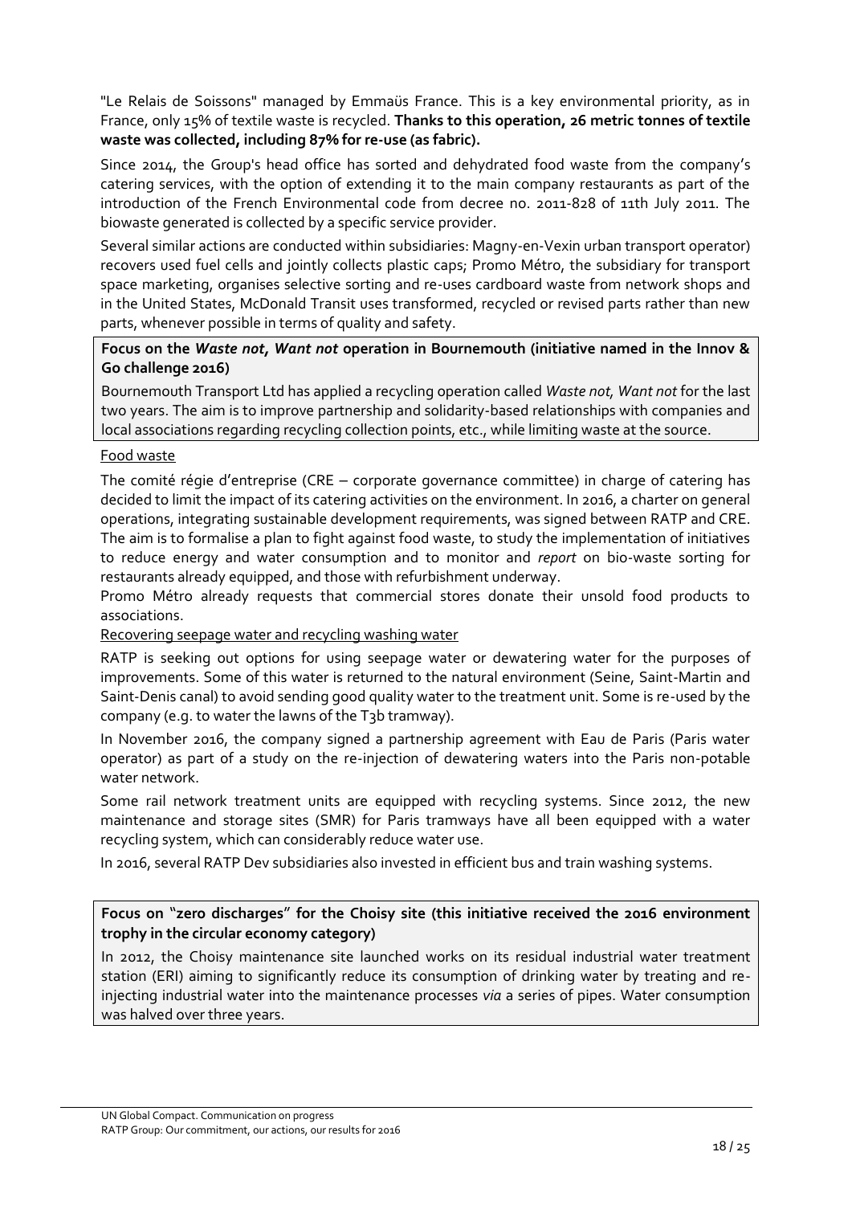"Le Relais de Soissons" managed by Emmaüs France. This is a key environmental priority, as in France, only 15% of textile waste is recycled. **Thanks to this operation, 26 metric tonnes of textile waste was collected, including 87% for re-use (as fabric).**

Since 2014, the Group's head office has sorted and dehydrated food waste from the company's catering services, with the option of extending it to the main company restaurants as part of the introduction of the French Environmental code from decree no. 2011-828 of 11th July 2011. The biowaste generated is collected by a specific service provider.

Several similar actions are conducted within subsidiaries: Magny-en-Vexin urban transport operator) recovers used fuel cells and jointly collects plastic caps; Promo Métro, the subsidiary for transport space marketing, organises selective sorting and re-uses cardboard waste from network shops and in the United States, McDonald Transit uses transformed, recycled or revised parts rather than new parts, whenever possible in terms of quality and safety.

**Focus on the *Waste not, Want not* operation in Bournemouth (initiative named in the Innov & Go challenge 2016)**

Bournemouth Transport Ltd has applied a recycling operation called *Waste not, Want not* for the last two years. The aim is to improve partnership and solidarity-based relationships with companies and local associations regarding recycling collection points, etc., while limiting waste at the source.

Food waste

The comité régie d'entreprise (CRE – corporate governance committee) in charge of catering has decided to limit the impact of its catering activities on the environment. In 2016, a charter on general operations, integrating sustainable development requirements, was signed between RATP and CRE. The aim is to formalise a plan to fight against food waste, to study the implementation of initiatives to reduce energy and water consumption and to monitor and *report* on bio-waste sorting for restaurants already equipped, and those with refurbishment underway.

Promo Métro already requests that commercial stores donate their unsold food products to associations.

Recovering seepage water and recycling washing water

RATP is seeking out options for using seepage water or dewatering water for the purposes of improvements. Some of this water is returned to the natural environment (Seine, Saint-Martin and Saint-Denis canal) to avoid sending good quality water to the treatment unit. Some is re-used by the company (e.g. to water the lawns of the T3b tramway).

In November 2016, the company signed a partnership agreement with Eau de Paris (Paris water operator) as part of a study on the re-injection of dewatering waters into the Paris non-potable water network.

Some rail network treatment units are equipped with recycling systems. Since 2012, the new maintenance and storage sites (SMR) for Paris tramways have all been equipped with a water recycling system, which can considerably reduce water use.

In 2016, several RATP Dev subsidiaries also invested in efficient bus and train washing systems.

**Focus on "zero discharges" for the Choisy site (this initiative received the 2016 environment trophy in the circular economy category)**

In 2012, the Choisy maintenance site launched works on its residual industrial water treatment station (ERI) aiming to significantly reduce its consumption of drinking water by treating and re-injecting industrial water into the maintenance processes *via* a series of pipes. Water consumption was halved over three years.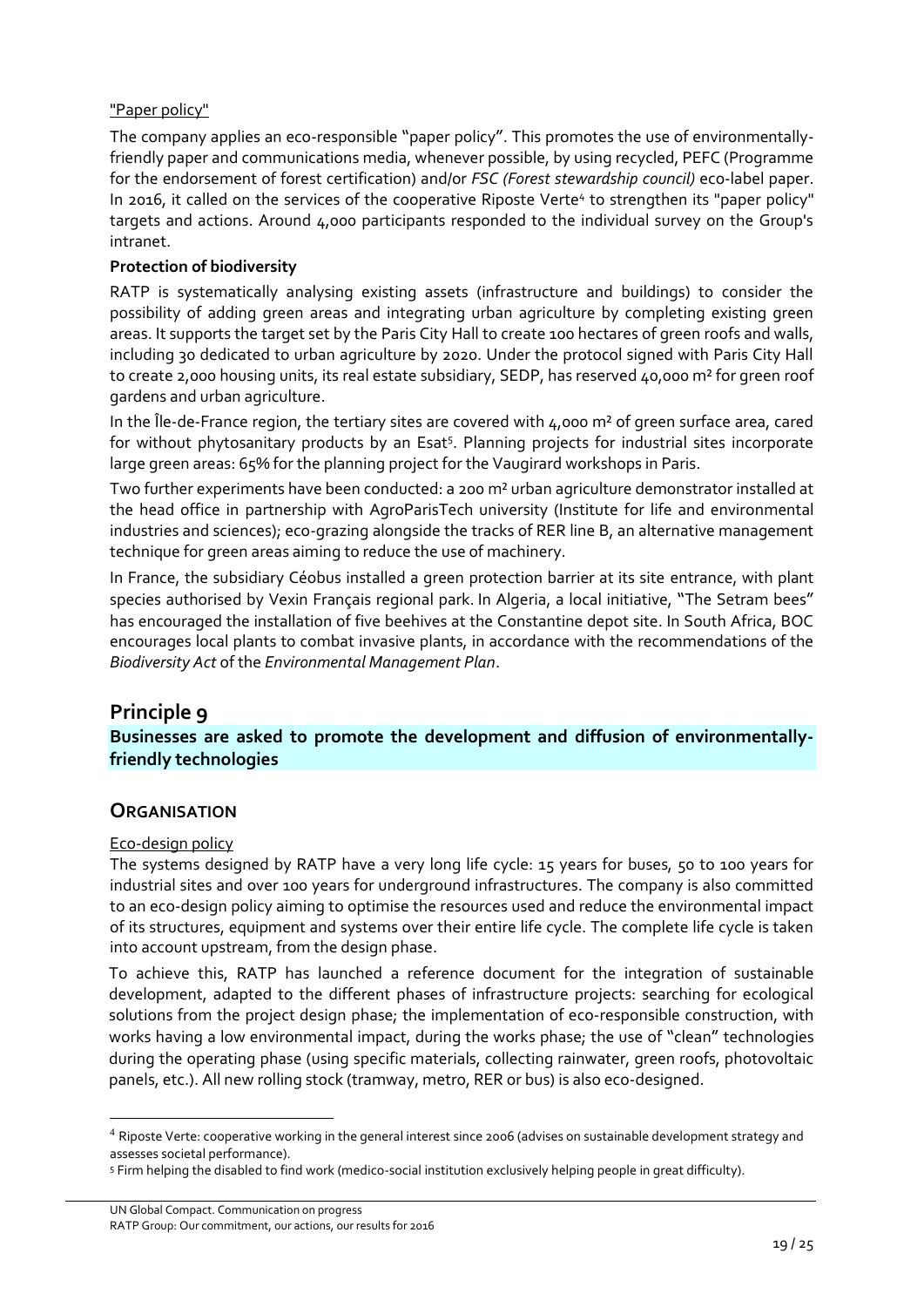"Paper policy"

The company applies an eco-responsible "paper policy". This promotes the use of environmentally-friendly paper and communications media, whenever possible, by using recycled, PEFC (Programme for the endorsement of forest certification) and/or *FSC (Forest stewardship council)* eco-label paper. In 2016, it called on the services of the cooperative Riposte Verte[4] to strengthen its "paper policy" targets and actions. Around 4,000 participants responded to the individual survey on the Group's intranet.

**Protection of biodiversity**

RATP is systematically analysing existing assets (infrastructure and buildings) to consider the possibility of adding green areas and integrating urban agriculture by completing existing green areas. It supports the target set by the Paris City Hall to create 100 hectares of green roofs and walls, including 30 dedicated to urban agriculture by 2020. Under the protocol signed with Paris City Hall to create 2,000 housing units, its real estate subsidiary, SEDP, has reserved 40,000 m² for green roof gardens and urban agriculture.

In the Île-de-France region, the tertiary sites are covered with 4,000 m² of green surface area, cared for without phytosanitary products by an Esat[5]. Planning projects for industrial sites incorporate large green areas: 65% for the planning project for the Vaugirard workshops in Paris.

Two further experiments have been conducted: a 200 m² urban agriculture demonstrator installed at the head office in partnership with AgroParisTech university (Institute for life and environmental industries and sciences); eco-grazing alongside the tracks of RER line B, an alternative management technique for green areas aiming to reduce the use of machinery.

In France, the subsidiary Céobus installed a green protection barrier at its site entrance, with plant species authorised by Vexin Français regional park. In Algeria, a local initiative, "The Setram bees" has encouraged the installation of five beehives at the Constantine depot site. In South Africa, BOC encourages local plants to combat invasive plants, in accordance with the recommendations of the *Biodiversity Act* of the *Environmental Management Plan*.

## Principle 9

**Businesses are asked to promote the development and diffusion of environmentally-friendly technologies**

## Organisation

Eco-design policy

The systems designed by RATP have a very long life cycle: 15 years for buses, 50 to 100 years for industrial sites and over 100 years for underground infrastructures. The company is also committed to an eco-design policy aiming to optimise the resources used and reduce the environmental impact of its structures, equipment and systems over their entire life cycle. The complete life cycle is taken into account upstream, from the design phase.

To achieve this, RATP has launched a reference document for the integration of sustainable development, adapted to the different phases of infrastructure projects: searching for ecological solutions from the project design phase; the implementation of eco-responsible construction, with works having a low environmental impact, during the works phase; the use of "clean" technologies during the operating phase (using specific materials, collecting rainwater, green roofs, photovoltaic panels, etc.). All new rolling stock (tramway, metro, RER or bus) is also eco-designed.

---

[4] Riposte Verte: cooperative working in the general interest since 2006 (advises on sustainable development strategy and assesses societal performance).

[5] Firm helping the disabled to find work (medico-social institution exclusively helping people in great difficulty).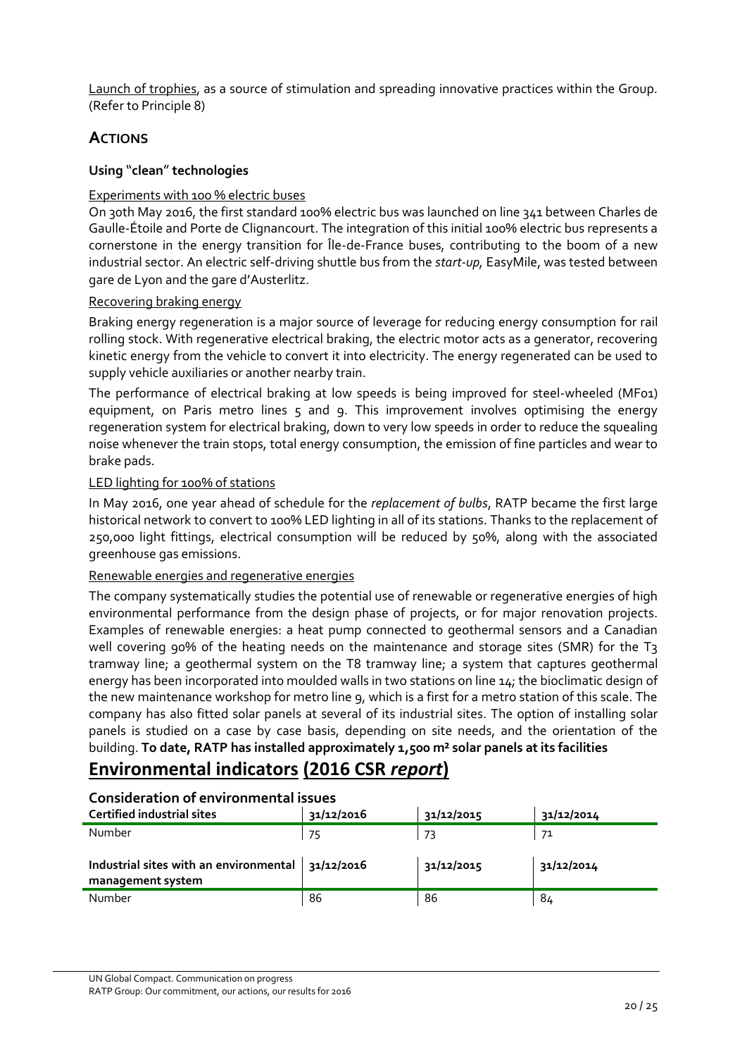Launch of trophies, as a source of stimulation and spreading innovative practices within the Group. (Refer to Principle 8)

## ACTIONS

### Using "clean" technologies

Experiments with 100 % electric buses

On 30th May 2016, the first standard 100% electric bus was launched on line 341 between Charles de Gaulle-Étoile and Porte de Clignancourt. The integration of this initial 100% electric bus represents a cornerstone in the energy transition for Île-de-France buses, contributing to the boom of a new industrial sector. An electric self-driving shuttle bus from the *start-up*, EasyMile, was tested between gare de Lyon and the gare d'Austerlitz.

Recovering braking energy

Braking energy regeneration is a major source of leverage for reducing energy consumption for rail rolling stock. With regenerative electrical braking, the electric motor acts as a generator, recovering kinetic energy from the vehicle to convert it into electricity. The energy regenerated can be used to supply vehicle auxiliaries or another nearby train.

The performance of electrical braking at low speeds is being improved for steel-wheeled (MF01) equipment, on Paris metro lines 5 and 9. This improvement involves optimising the energy regeneration system for electrical braking, down to very low speeds in order to reduce the squealing noise whenever the train stops, total energy consumption, the emission of fine particles and wear to brake pads.

LED lighting for 100% of stations

In May 2016, one year ahead of schedule for the *replacement of bulbs*, RATP became the first large historical network to convert to 100% LED lighting in all of its stations. Thanks to the replacement of 250,000 light fittings, electrical consumption will be reduced by 50%, along with the associated greenhouse gas emissions.

Renewable energies and regenerative energies

The company systematically studies the potential use of renewable or regenerative energies of high environmental performance from the design phase of projects, or for major renovation projects. Examples of renewable energies: a heat pump connected to geothermal sensors and a Canadian well covering 90% of the heating needs on the maintenance and storage sites (SMR) for the T3 tramway line; a geothermal system on the T8 tramway line; a system that captures geothermal energy has been incorporated into moulded walls in two stations on line 14; the bioclimatic design of the new maintenance workshop for metro line 9, which is a first for a metro station of this scale. The company has also fitted solar panels at several of its industrial sites. The option of installing solar panels is studied on a case by case basis, depending on site needs, and the orientation of the building. **To date, RATP has installed approximately 1,500 m² solar panels at its facilities**

# Environmental indicators (2016 CSR *report*)

### Consideration of environmental issues

| Certified industrial sites | 31/12/2016 | 31/12/2015 | 31/12/2014 |
| --- | --- | --- | --- |
| Number | 75 | 73 | 71 |

| Industrial sites with an environmental management system | 31/12/2016 | 31/12/2015 | 31/12/2014 |
| --- | --- | --- | --- |
| Number | 86 | 86 | 84 |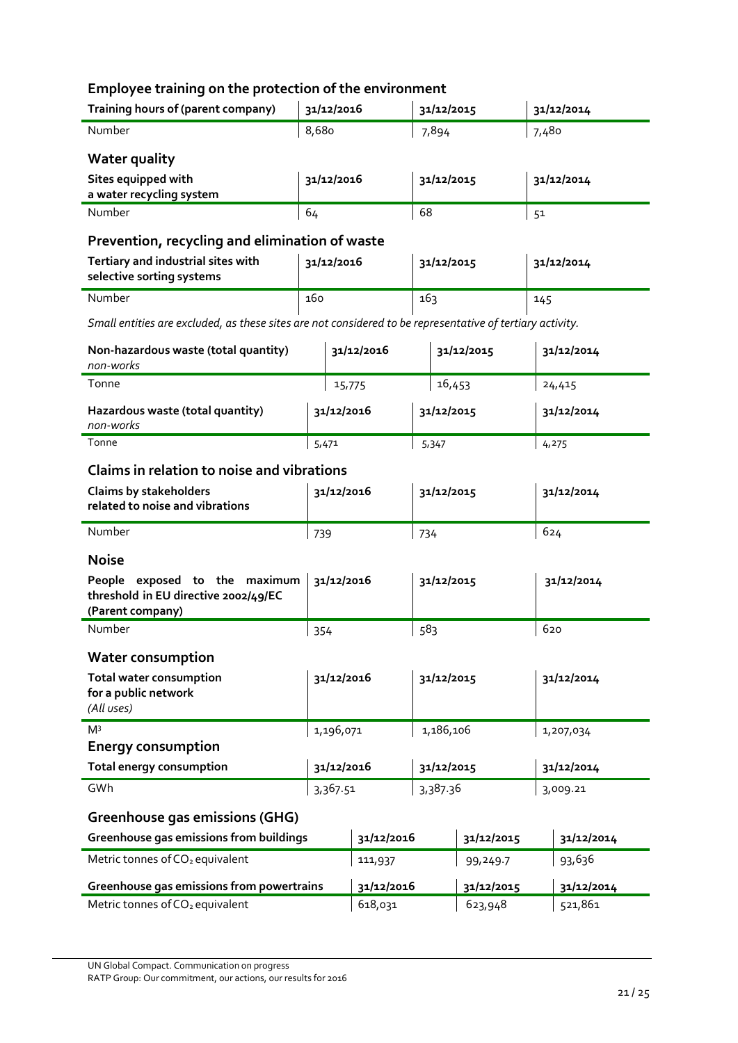## Employee training on the protection of the environment

| Training hours of (parent company) | 31/12/2016 | 31/12/2015 | 31/12/2014 |
|---|---|---|---|
| Number | 8,680 | 7,894 | 7,480 |

## Water quality

| Sites equipped with a water recycling system | 31/12/2016 | 31/12/2015 | 31/12/2014 |
|---|---|---|---|
| Number | 64 | 68 | 51 |

## Prevention, recycling and elimination of waste

| Tertiary and industrial sites with selective sorting systems | 31/12/2016 | 31/12/2015 | 31/12/2014 |
|---|---|---|---|
| Number | 160 | 163 | 145 |

*Small entities are excluded, as these sites are not considered to be representative of tertiary activity.*

| Non-hazardous waste (total quantity) *non-works* | 31/12/2016 | 31/12/2015 | 31/12/2014 |
|---|---|---|---|
| Tonne | 15,775 | 16,453 | 24,415 |

| Hazardous waste (total quantity) *non-works* | 31/12/2016 | 31/12/2015 | 31/12/2014 |
|---|---|---|---|
| Tonne | 5,471 | 5,347 | 4,275 |

## Claims in relation to noise and vibrations

| Claims by stakeholders related to noise and vibrations | 31/12/2016 | 31/12/2015 | 31/12/2014 |
|---|---|---|---|
| Number | 739 | 734 | 624 |

## Noise

| People exposed to the maximum threshold in EU directive 2002/49/EC (Parent company) | 31/12/2016 | 31/12/2015 | 31/12/2014 |
|---|---|---|---|
| Number | 354 | 583 | 620 |

## Water consumption

| Total water consumption for a public network *(All uses)* | 31/12/2016 | 31/12/2015 | 31/12/2014 |
|---|---|---|---|
| $M^3$ | 1,196,071 | 1,186,106 | 1,207,034 |

## Energy consumption

| Total energy consumption | 31/12/2016 | 31/12/2015 | 31/12/2014 |
|---|---|---|---|
| GWh | 3,367.51 | 3,387.36 | 3,009.21 |

## Greenhouse gas emissions (GHG)

| Greenhouse gas emissions from buildings | 31/12/2016 | 31/12/2015 | 31/12/2014 |
|---|---|---|---|
| Metric tonnes of $CO_2$ equivalent | 111,937 | 99,249.7 | 93,636 |

| Greenhouse gas emissions from powertrains | 31/12/2016 | 31/12/2015 | 31/12/2014 |
|---|---|---|---|
| Metric tonnes of $CO_2$ equivalent | 618,031 | 623,948 | 521,861 |

UN Global Compact. Communication on progress
RATP Group: Our commitment, our actions, our results for 2016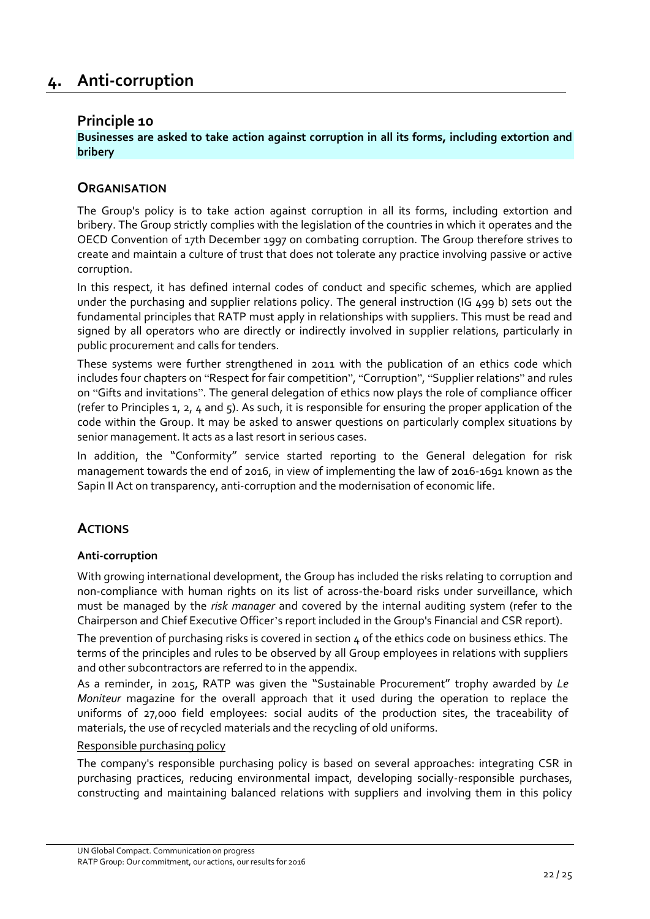# 4. Anti-corruption

## Principle 10

**Businesses are asked to take action against corruption in all its forms, including extortion and bribery**

### ORGANISATION

The Group's policy is to take action against corruption in all its forms, including extortion and bribery. The Group strictly complies with the legislation of the countries in which it operates and the OECD Convention of 17th December 1997 on combating corruption. The Group therefore strives to create and maintain a culture of trust that does not tolerate any practice involving passive or active corruption.

In this respect, it has defined internal codes of conduct and specific schemes, which are applied under the purchasing and supplier relations policy. The general instruction (IG 499 b) sets out the fundamental principles that RATP must apply in relationships with suppliers. This must be read and signed by all operators who are directly or indirectly involved in supplier relations, particularly in public procurement and calls for tenders.

These systems were further strengthened in 2011 with the publication of an ethics code which includes four chapters on "Respect for fair competition", "Corruption", "Supplier relations" and rules on "Gifts and invitations". The general delegation of ethics now plays the role of compliance officer (refer to Principles 1, 2, 4 and 5). As such, it is responsible for ensuring the proper application of the code within the Group. It may be asked to answer questions on particularly complex situations by senior management. It acts as a last resort in serious cases.

In addition, the "Conformity" service started reporting to the General delegation for risk management towards the end of 2016, in view of implementing the law of 2016-1691 known as the Sapin II Act on transparency, anti-corruption and the modernisation of economic life.

### ACTIONS

#### Anti-corruption

With growing international development, the Group has included the risks relating to corruption and non-compliance with human rights on its list of across-the-board risks under surveillance, which must be managed by the *risk manager* and covered by the internal auditing system (refer to the Chairperson and Chief Executive Officer's report included in the Group's Financial and CSR report).

The prevention of purchasing risks is covered in section 4 of the ethics code on business ethics. The terms of the principles and rules to be observed by all Group employees in relations with suppliers and other subcontractors are referred to in the appendix.

As a reminder, in 2015, RATP was given the "Sustainable Procurement" trophy awarded by *Le Moniteur* magazine for the overall approach that it used during the operation to replace the uniforms of 27,000 field employees: social audits of the production sites, the traceability of materials, the use of recycled materials and the recycling of old uniforms.

Responsible purchasing policy

The company's responsible purchasing policy is based on several approaches: integrating CSR in purchasing practices, reducing environmental impact, developing socially-responsible purchases, constructing and maintaining balanced relations with suppliers and involving them in this policy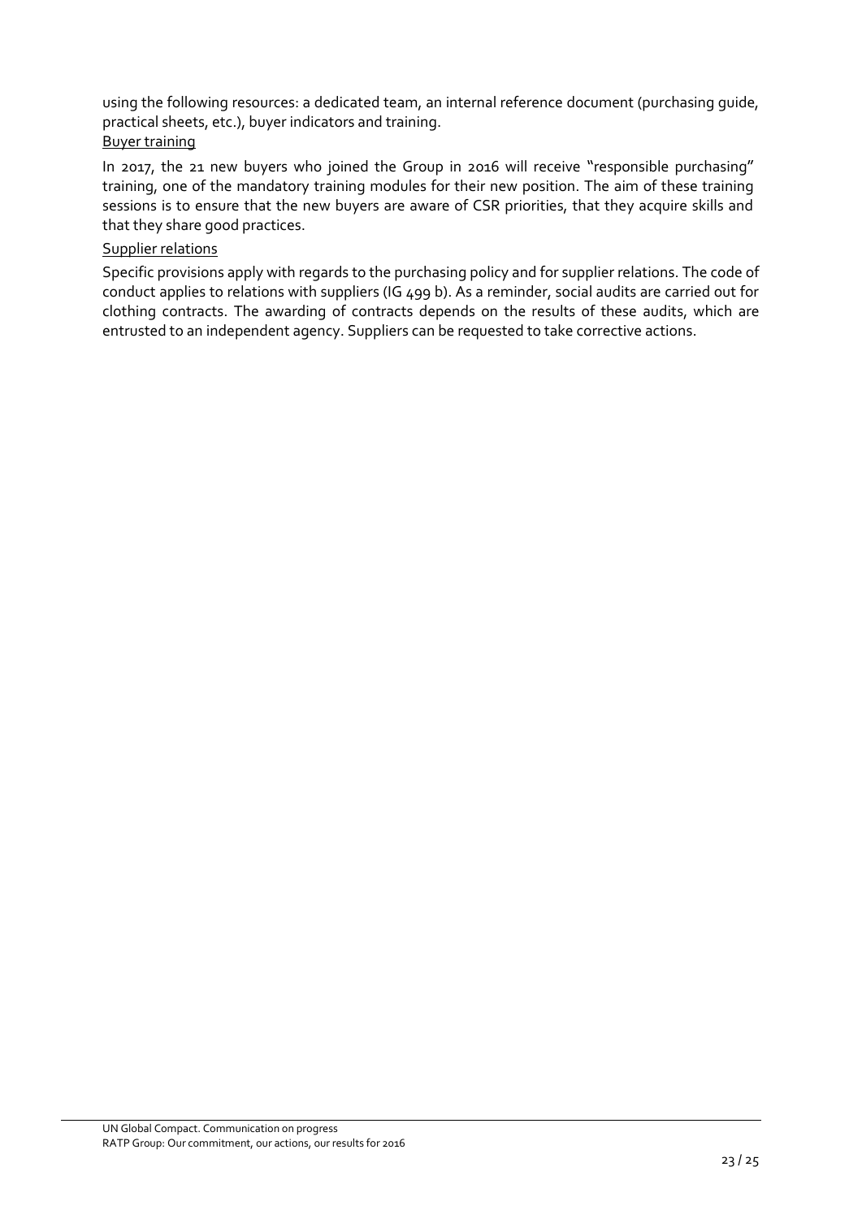using the following resources: a dedicated team, an internal reference document (purchasing guide, practical sheets, etc.), buyer indicators and training.

<u>Buyer training</u>

In 2017, the 21 new buyers who joined the Group in 2016 will receive "responsible purchasing" training, one of the mandatory training modules for their new position. The aim of these training sessions is to ensure that the new buyers are aware of CSR priorities, that they acquire skills and that they share good practices.

<u>Supplier relations</u>

Specific provisions apply with regards to the purchasing policy and for supplier relations. The code of conduct applies to relations with suppliers (IG 499 b). As a reminder, social audits are carried out for clothing contracts. The awarding of contracts depends on the results of these audits, which are entrusted to an independent agency. Suppliers can be requested to take corrective actions.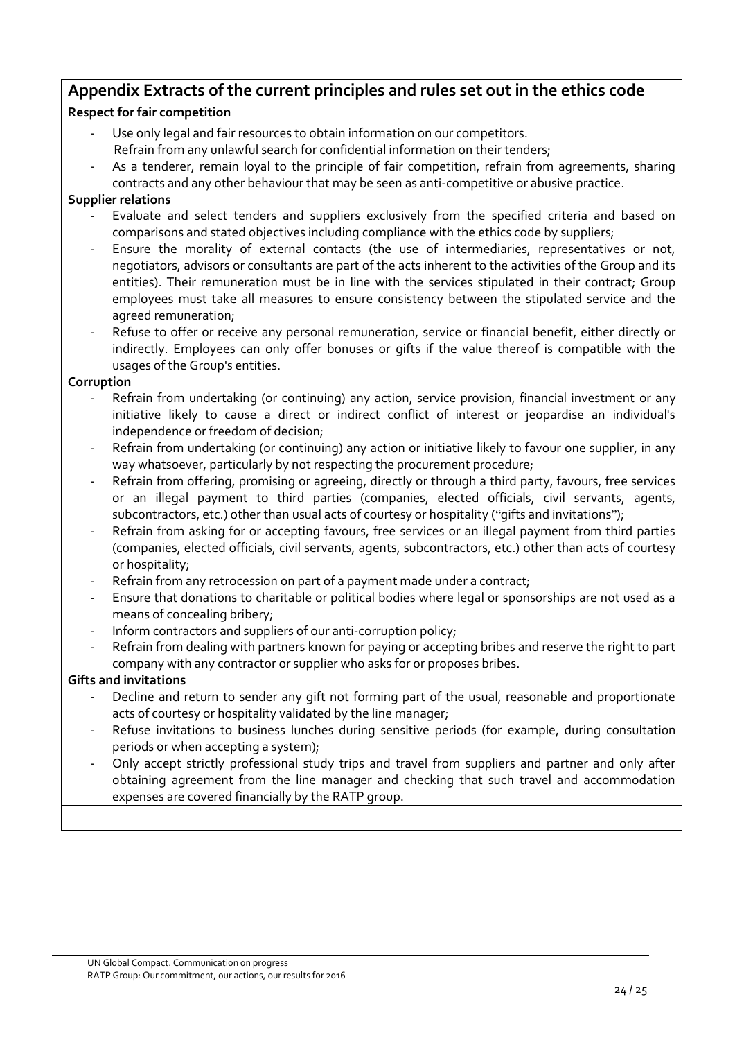## Appendix Extracts of the current principles and rules set out in the ethics code

**Respect for fair competition**

- Use only legal and fair resources to obtain information on our competitors.
  Refrain from any unlawful search for confidential information on their tenders;
- As a tenderer, remain loyal to the principle of fair competition, refrain from agreements, sharing contracts and any other behaviour that may be seen as anti-competitive or abusive practice.

**Supplier relations**

- Evaluate and select tenders and suppliers exclusively from the specified criteria and based on comparisons and stated objectives including compliance with the ethics code by suppliers;
- Ensure the morality of external contacts (the use of intermediaries, representatives or not, negotiators, advisors or consultants are part of the acts inherent to the activities of the Group and its entities). Their remuneration must be in line with the services stipulated in their contract; Group employees must take all measures to ensure consistency between the stipulated service and the agreed remuneration;
- Refuse to offer or receive any personal remuneration, service or financial benefit, either directly or indirectly. Employees can only offer bonuses or gifts if the value thereof is compatible with the usages of the Group's entities.

**Corruption**

- Refrain from undertaking (or continuing) any action, service provision, financial investment or any initiative likely to cause a direct or indirect conflict of interest or jeopardise an individual's independence or freedom of decision;
- Refrain from undertaking (or continuing) any action or initiative likely to favour one supplier, in any way whatsoever, particularly by not respecting the procurement procedure;
- Refrain from offering, promising or agreeing, directly or through a third party, favours, free services or an illegal payment to third parties (companies, elected officials, civil servants, agents, subcontractors, etc.) other than usual acts of courtesy or hospitality ("gifts and invitations");
- Refrain from asking for or accepting favours, free services or an illegal payment from third parties (companies, elected officials, civil servants, agents, subcontractors, etc.) other than acts of courtesy or hospitality;
- Refrain from any retrocession on part of a payment made under a contract;
- Ensure that donations to charitable or political bodies where legal or sponsorships are not used as a means of concealing bribery;
- Inform contractors and suppliers of our anti-corruption policy;
- Refrain from dealing with partners known for paying or accepting bribes and reserve the right to part company with any contractor or supplier who asks for or proposes bribes.

**Gifts and invitations**

- Decline and return to sender any gift not forming part of the usual, reasonable and proportionate acts of courtesy or hospitality validated by the line manager;
- Refuse invitations to business lunches during sensitive periods (for example, during consultation periods or when accepting a system);
- Only accept strictly professional study trips and travel from suppliers and partner and only after obtaining agreement from the line manager and checking that such travel and accommodation expenses are covered financially by the RATP group.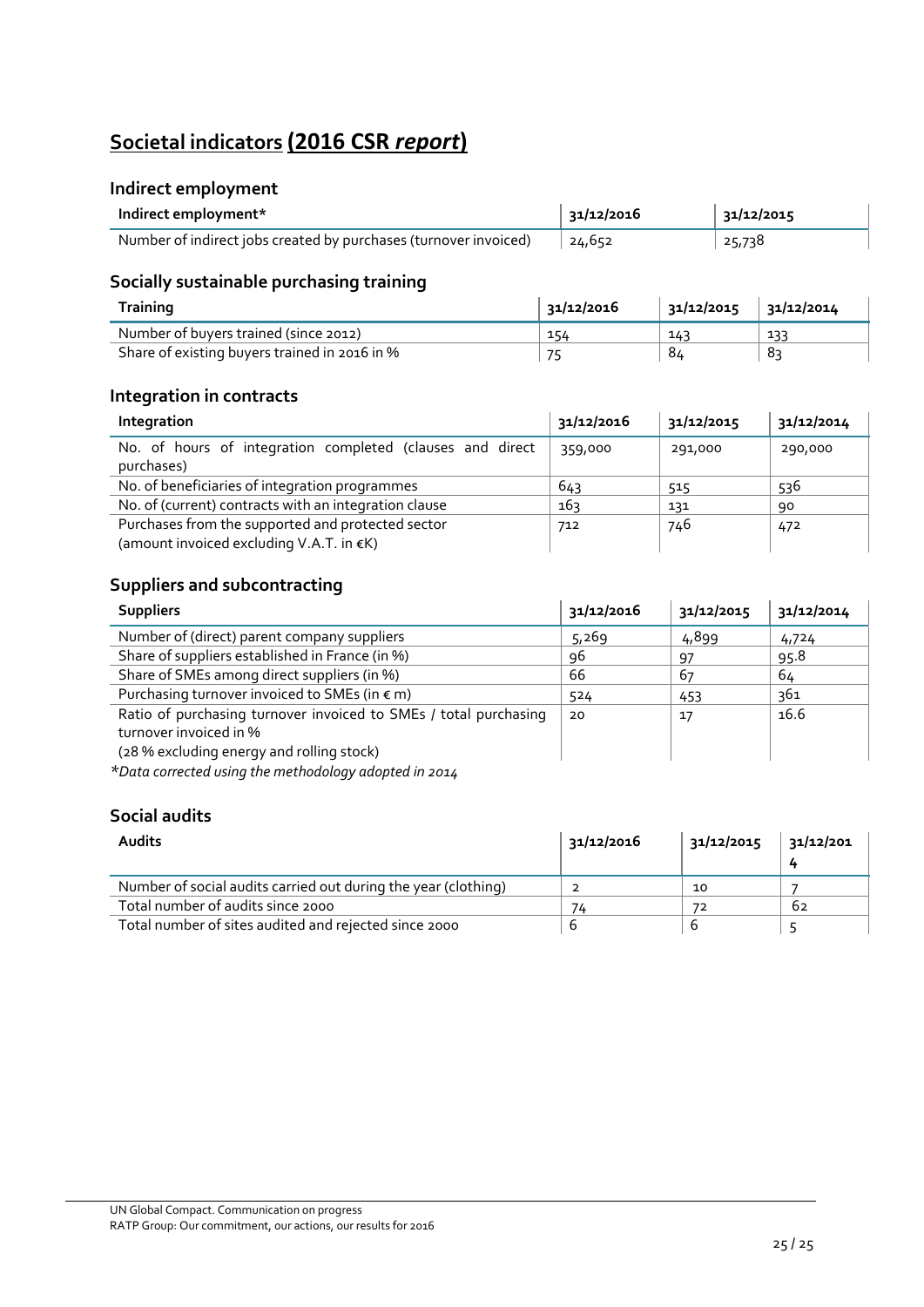# Societal indicators (2016 CSR *report*)

## Indirect employment

| Indirect employment* | 31/12/2016 | 31/12/2015 |
|---|---|---|
| Number of indirect jobs created by purchases (turnover invoiced) | 24,652 | 25,738 |

## Socially sustainable purchasing training

| Training | 31/12/2016 | 31/12/2015 | 31/12/2014 |
|---|---|---|---|
| Number of buyers trained (since 2012) | 154 | 143 | 133 |
| Share of existing buyers trained in 2016 in % | 75 | 84 | 83 |

## Integration in contracts

| Integration | 31/12/2016 | 31/12/2015 | 31/12/2014 |
|---|---|---|---|
| No. of hours of integration completed (clauses and direct purchases) | 359,000 | 291,000 | 290,000 |
| No. of beneficiaries of integration programmes | 643 | 515 | 536 |
| No. of (current) contracts with an integration clause | 163 | 131 | 90 |
| Purchases from the supported and protected sector (amount invoiced excluding V.A.T. in €K) | 712 | 746 | 472 |

## Suppliers and subcontracting

| Suppliers | 31/12/2016 | 31/12/2015 | 31/12/2014 |
|---|---|---|---|
| Number of (direct) parent company suppliers | 5,269 | 4,899 | 4,724 |
| Share of suppliers established in France (in %) | 96 | 97 | 95.8 |
| Share of SMEs among direct suppliers (in %) | 66 | 67 | 64 |
| Purchasing turnover invoiced to SMEs (in € m) | 524 | 453 | 361 |
| Ratio of purchasing turnover invoiced to SMEs / total purchasing turnover invoiced in % (28 % excluding energy and rolling stock) | 20 | 17 | 16.6 |

*\*Data corrected using the methodology adopted in 2014*

## Social audits

| Audits | 31/12/2016 | 31/12/2015 | 31/12/2014 |
|---|---|---|---|
| Number of social audits carried out during the year (clothing) | 2 | 10 | 7 |
| Total number of audits since 2000 | 74 | 72 | 62 |
| Total number of sites audited and rejected since 2000 | 6 | 6 | 5 |

UN Global Compact. Communication on progress
RATP Group: Our commitment, our actions, our results for 2016